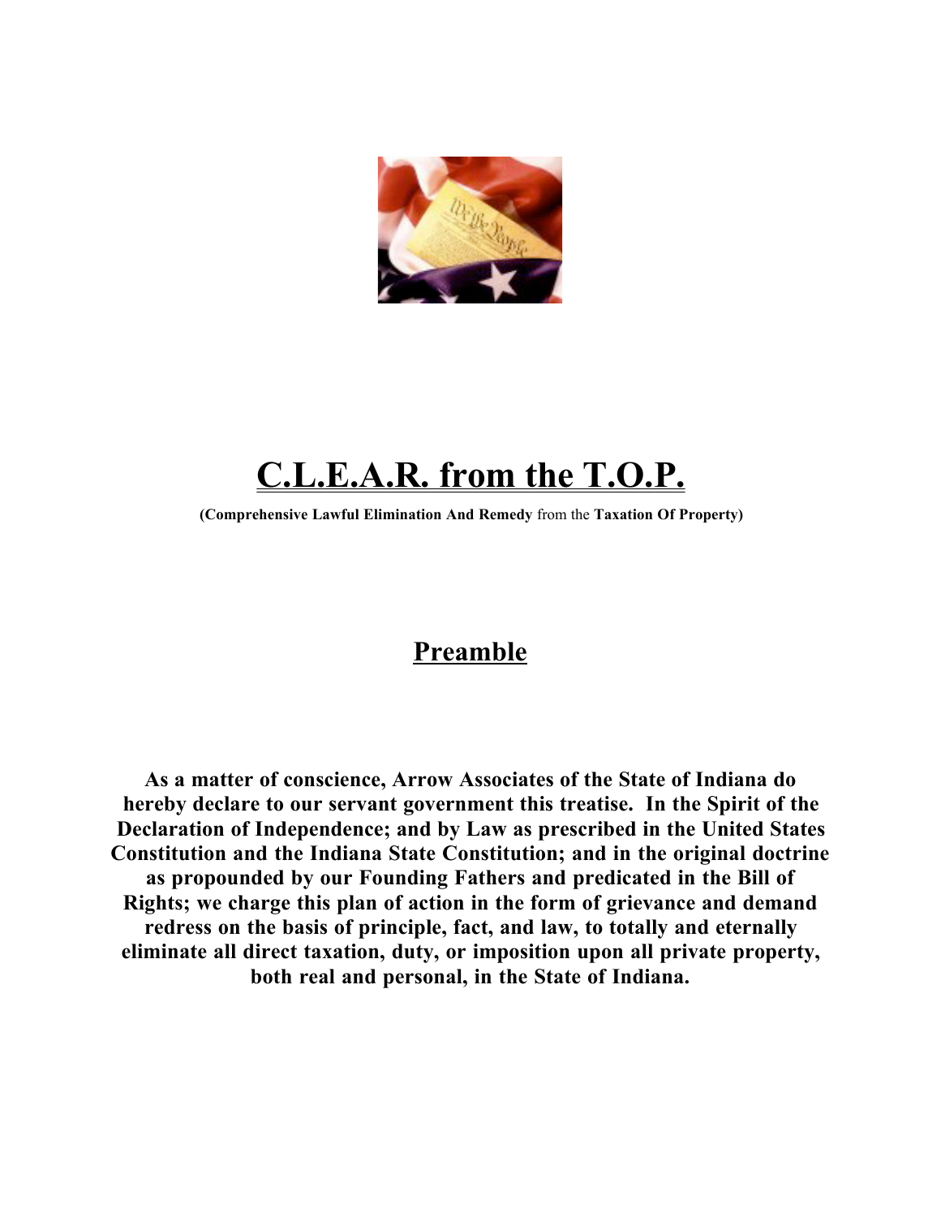# C.L.E.A.R. from the T.O.P.

**(Comprehensive Lawful Elimination And Remedy** from the **Taxation Of Property)**

## Preamble

**As a matter of conscience, Arrow Associates of the State of Indiana do hereby declare to our servant government this treatise. In the Spirit of the Declaration of Independence; and by Law as prescribed in the United States Constitution and the Indiana State Constitution; and in the original doctrine as propounded by our Founding Fathers and predicated in the Bill of Rights; we charge this plan of action in the form of grievance and demand redress on the basis of principle, fact, and law, to totally and eternally eliminate all direct taxation, duty, or imposition upon all private property, both real and personal, in the State of Indiana.**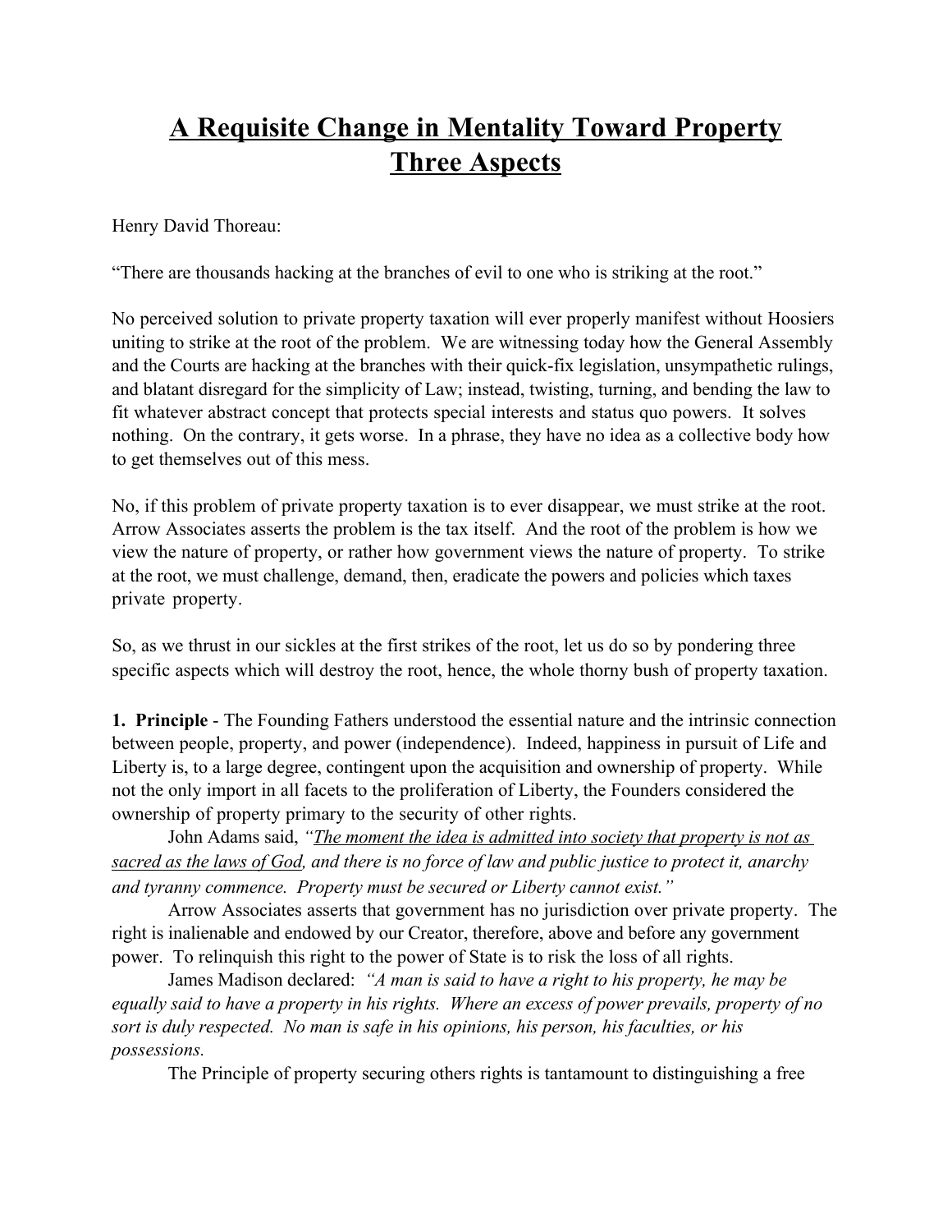# <u>A Requisite Change in Mentality Toward Property Three Aspects</u>

Henry David Thoreau:

"There are thousands hacking at the branches of evil to one who is striking at the root."

No perceived solution to private property taxation will ever properly manifest without Hoosiers uniting to strike at the root of the problem. We are witnessing today how the General Assembly and the Courts are hacking at the branches with their quick-fix legislation, unsympathetic rulings, and blatant disregard for the simplicity of Law; instead, twisting, turning, and bending the law to fit whatever abstract concept that protects special interests and status quo powers. It solves nothing. On the contrary, it gets worse. In a phrase, they have no idea as a collective body how to get themselves out of this mess.

No, if this problem of private property taxation is to ever disappear, we must strike at the root. Arrow Associates asserts the problem is the tax itself. And the root of the problem is how we view the nature of property, or rather how government views the nature of property. To strike at the root, we must challenge, demand, then, eradicate the powers and policies which taxes private property.

So, as we thrust in our sickles at the first strikes of the root, let us do so by pondering three specific aspects which will destroy the root, hence, the whole thorny bush of property taxation.

**1. Principle** - The Founding Fathers understood the essential nature and the intrinsic connection between people, property, and power (independence). Indeed, happiness in pursuit of Life and Liberty is, to a large degree, contingent upon the acquisition and ownership of property. While not the only import in all facets to the proliferation of Liberty, the Founders considered the ownership of property primary to the security of other rights.

John Adams said, *"<u>The moment the idea is admitted into society that property is not as sacred as the laws of God</u>, and there is no force of law and public justice to protect it, anarchy and tyranny commence. Property must be secured or Liberty cannot exist."*

Arrow Associates asserts that government has no jurisdiction over private property. The right is inalienable and endowed by our Creator, therefore, above and before any government power. To relinquish this right to the power of State is to risk the loss of all rights.

James Madison declared: *"A man is said to have a right to his property, he may be equally said to have a property in his rights. Where an excess of power prevails, property of no sort is duly respected. No man is safe in his opinions, his person, his faculties, or his possessions.*

The Principle of property securing others rights is tantamount to distinguishing a free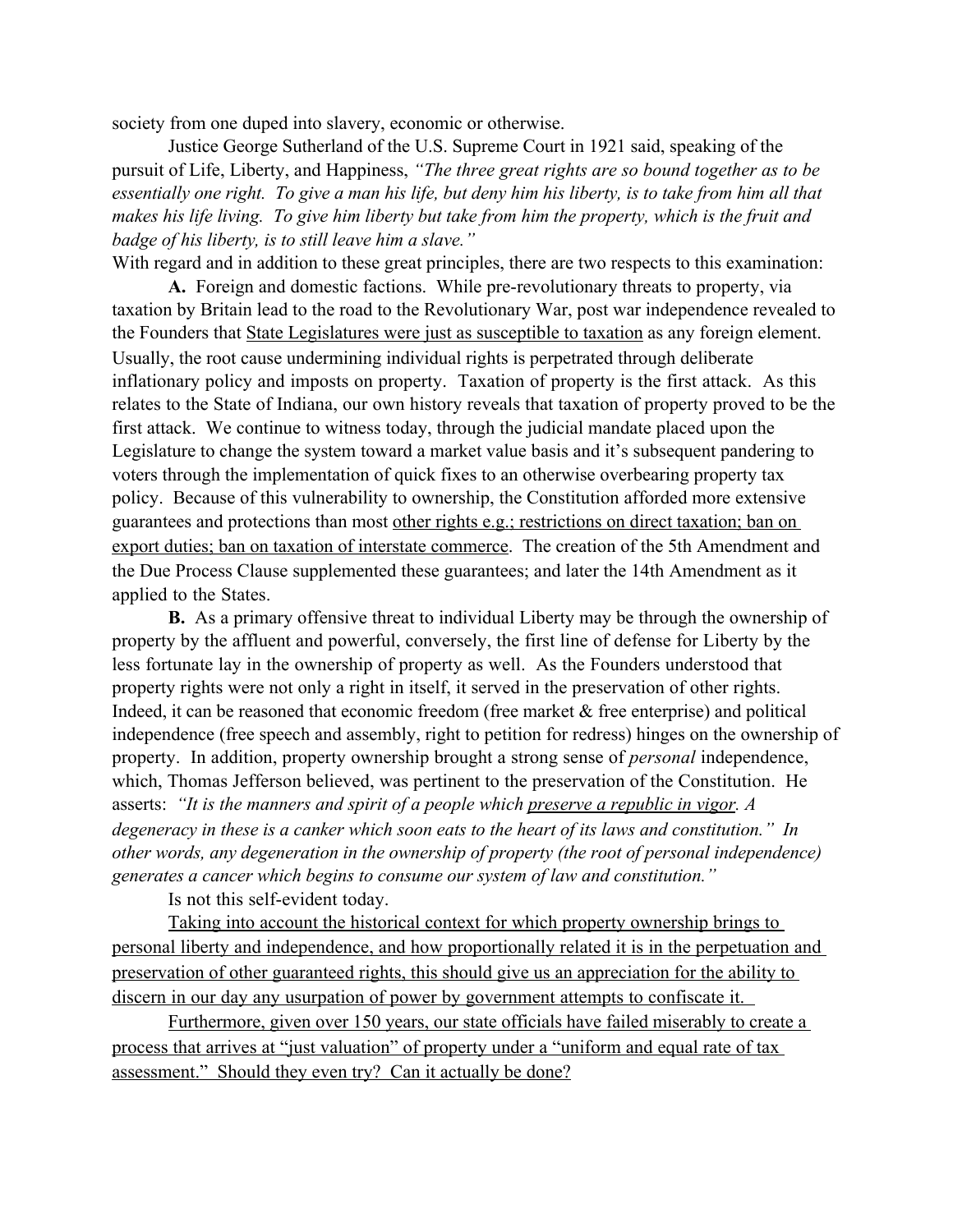society from one duped into slavery, economic or otherwise.

Justice George Sutherland of the U.S. Supreme Court in 1921 said, speaking of the pursuit of Life, Liberty, and Happiness, *"The three great rights are so bound together as to be essentially one right. To give a man his life, but deny him his liberty, is to take from him all that makes his life living. To give him liberty but take from him the property, which is the fruit and badge of his liberty, is to still leave him a slave."*

With regard and in addition to these great principles, there are two respects to this examination:

**A.** Foreign and domestic factions. While pre-revolutionary threats to property, via taxation by Britain lead to the road to the Revolutionary War, post war independence revealed to the Founders that <u>State Legislatures were just as susceptible to taxation</u> as any foreign element. Usually, the root cause undermining individual rights is perpetrated through deliberate inflationary policy and imposts on property. Taxation of property is the first attack. As this relates to the State of Indiana, our own history reveals that taxation of property proved to be the first attack. We continue to witness today, through the judicial mandate placed upon the Legislature to change the system toward a market value basis and it's subsequent pandering to voters through the implementation of quick fixes to an otherwise overbearing property tax policy. Because of this vulnerability to ownership, the Constitution afforded more extensive guarantees and protections than most <u>other rights e.g.; restrictions on direct taxation; ban on export duties; ban on taxation of interstate commerce</u>. The creation of the 5th Amendment and the Due Process Clause supplemented these guarantees; and later the 14th Amendment as it applied to the States.

**B.** As a primary offensive threat to individual Liberty may be through the ownership of property by the affluent and powerful, conversely, the first line of defense for Liberty by the less fortunate lay in the ownership of property as well. As the Founders understood that property rights were not only a right in itself, it served in the preservation of other rights. Indeed, it can be reasoned that economic freedom (free market & free enterprise) and political independence (free speech and assembly, right to petition for redress) hinges on the ownership of property. In addition, property ownership brought a strong sense of *personal* independence, which, Thomas Jefferson believed, was pertinent to the preservation of the Constitution. He asserts: *"It is the manners and spirit of a people which <u>preserve a republic in vigor</u>. A degeneracy in these is a canker which soon eats to the heart of its laws and constitution." In other words, any degeneration in the ownership of property (the root of personal independence) generates a cancer which begins to consume our system of law and constitution."*

Is not this self-evident today.

<u>Taking into account the historical context for which property ownership brings to personal liberty and independence, and how proportionally related it is in the perpetuation and preservation of other guaranteed rights, this should give us an appreciation for the ability to discern in our day any usurpation of power by government attempts to confiscate it.</u>

<u>Furthermore, given over 150 years, our state officials have failed miserably to create a process that arrives at "just valuation" of property under a "uniform and equal rate of tax assessment." Should they even try? Can it actually be done?</u>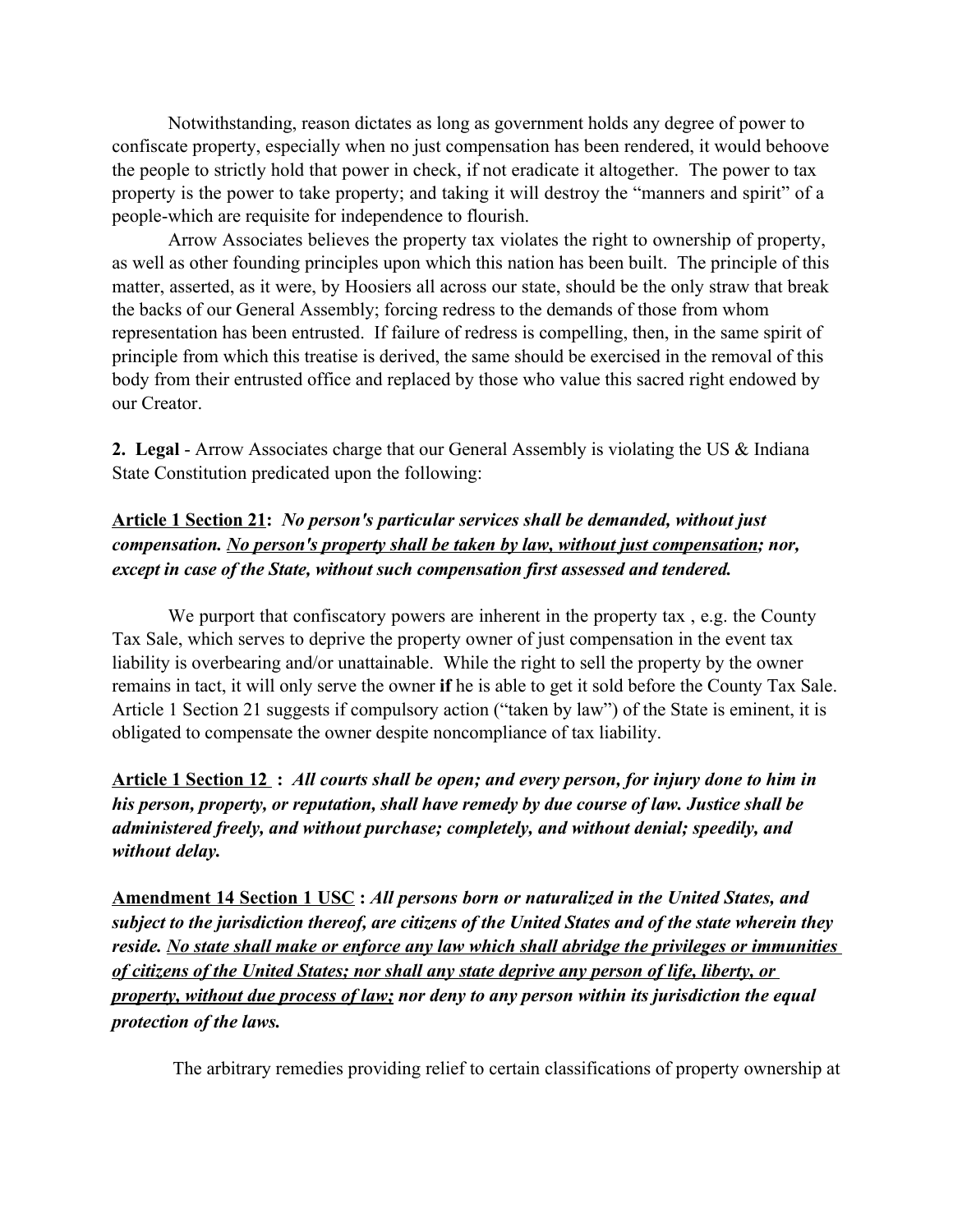Notwithstanding, reason dictates as long as government holds any degree of power to confiscate property, especially when no just compensation has been rendered, it would behoove the people to strictly hold that power in check, if not eradicate it altogether. The power to tax property is the power to take property; and taking it will destroy the "manners and spirit" of a people-which are requisite for independence to flourish.

Arrow Associates believes the property tax violates the right to ownership of property, as well as other founding principles upon which this nation has been built. The principle of this matter, asserted, as it were, by Hoosiers all across our state, should be the only straw that break the backs of our General Assembly; forcing redress to the demands of those from whom representation has been entrusted. If failure of redress is compelling, then, in the same spirit of principle from which this treatise is derived, the same should be exercised in the removal of this body from their entrusted office and replaced by those who value this sacred right endowed by our Creator.

**2. Legal** - Arrow Associates charge that our General Assembly is violating the US & Indiana State Constitution predicated upon the following:

<u>**Article 1 Section 21**</u>**:** ***No person's particular services shall be demanded, without just compensation. <u>No person's property shall be taken by law, without just compensation</u>; nor, except in case of the State, without such compensation first assessed and tendered.***

We purport that confiscatory powers are inherent in the property tax , e.g. the County Tax Sale, which serves to deprive the property owner of just compensation in the event tax liability is overbearing and/or unattainable. While the right to sell the property by the owner remains in tact, it will only serve the owner **if** he is able to get it sold before the County Tax Sale. Article 1 Section 21 suggests if compulsory action ("taken by law") of the State is eminent, it is obligated to compensate the owner despite noncompliance of tax liability.

<u>**Article 1 Section 12**</u> **:** ***All courts shall be open; and every person, for injury done to him in his person, property, or reputation, shall have remedy by due course of law. Justice shall be administered freely, and without purchase; completely, and without denial; speedily, and without delay.***

<u>**Amendment 14 Section 1 USC**</u> **:** ***All persons born or naturalized in the United States, and subject to the jurisdiction thereof, are citizens of the United States and of the state wherein they reside. <u>No state shall make or enforce any law which shall abridge the privileges or immunities of citizens of the United States; nor shall any state deprive any person of life, liberty, or property, without due process of law;</u> nor deny to any person within its jurisdiction the equal protection of the laws.***

The arbitrary remedies providing relief to certain classifications of property ownership at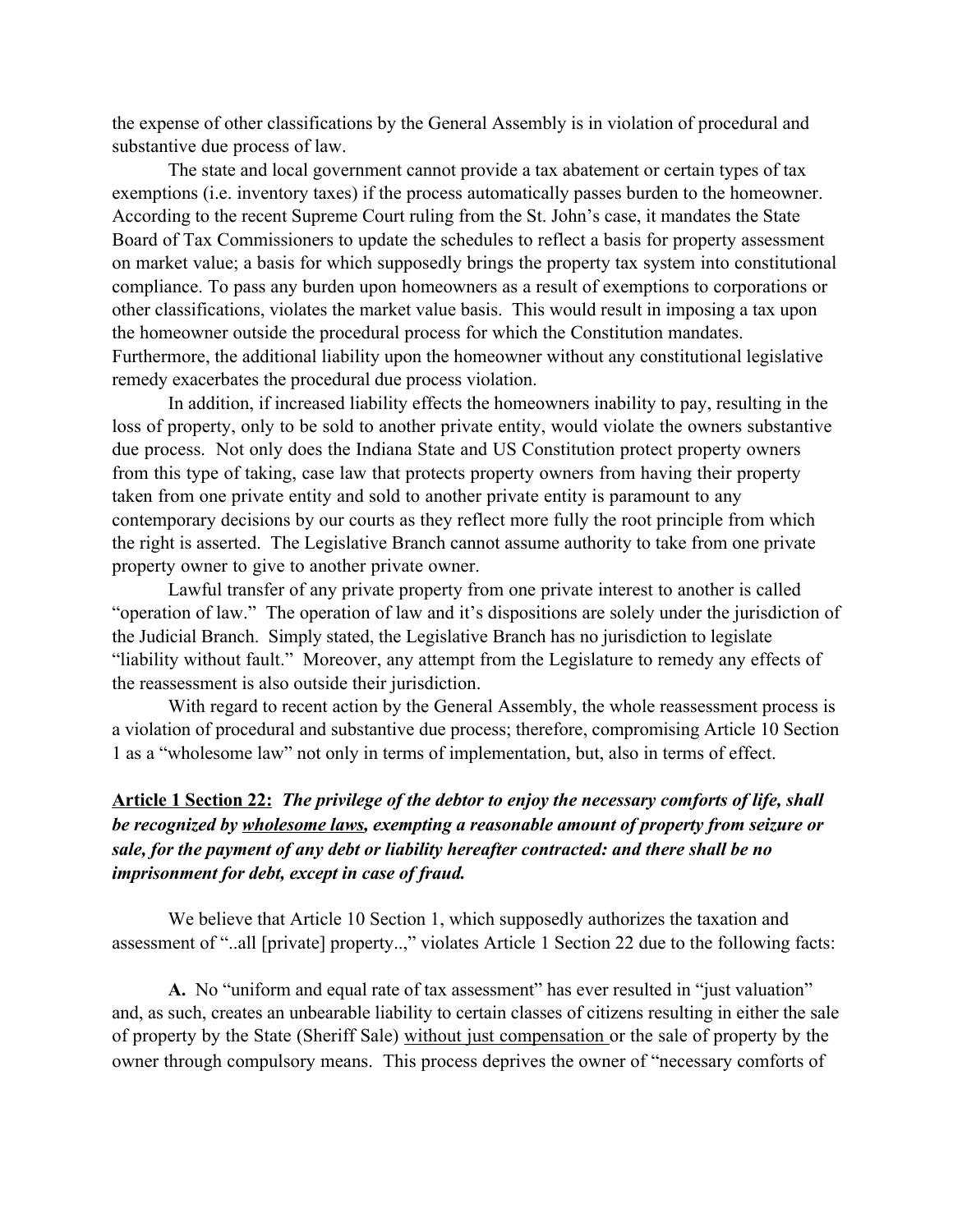the expense of other classifications by the General Assembly is in violation of procedural and substantive due process of law.

The state and local government cannot provide a tax abatement or certain types of tax exemptions (i.e. inventory taxes) if the process automatically passes burden to the homeowner. According to the recent Supreme Court ruling from the St. John's case, it mandates the State Board of Tax Commissioners to update the schedules to reflect a basis for property assessment on market value; a basis for which supposedly brings the property tax system into constitutional compliance. To pass any burden upon homeowners as a result of exemptions to corporations or other classifications, violates the market value basis. This would result in imposing a tax upon the homeowner outside the procedural process for which the Constitution mandates. Furthermore, the additional liability upon the homeowner without any constitutional legislative remedy exacerbates the procedural due process violation.

In addition, if increased liability effects the homeowners inability to pay, resulting in the loss of property, only to be sold to another private entity, would violate the owners substantive due process. Not only does the Indiana State and US Constitution protect property owners from this type of taking, case law that protects property owners from having their property taken from one private entity and sold to another private entity is paramount to any contemporary decisions by our courts as they reflect more fully the root principle from which the right is asserted. The Legislative Branch cannot assume authority to take from one private property owner to give to another private owner.

Lawful transfer of any private property from one private interest to another is called "operation of law." The operation of law and it's dispositions are solely under the jurisdiction of the Judicial Branch. Simply stated, the Legislative Branch has no jurisdiction to legislate "liability without fault." Moreover, any attempt from the Legislature to remedy any effects of the reassessment is also outside their jurisdiction.

With regard to recent action by the General Assembly, the whole reassessment process is a violation of procedural and substantive due process; therefore, compromising Article 10 Section 1 as a "wholesome law" not only in terms of implementation, but, also in terms of effect.

**Article 1 Section 22:** ***The privilege of the debtor to enjoy the necessary comforts of life, shall be recognized by wholesome laws, exempting a reasonable amount of property from seizure or sale, for the payment of any debt or liability hereafter contracted: and there shall be no imprisonment for debt, except in case of fraud.***

We believe that Article 10 Section 1, which supposedly authorizes the taxation and assessment of "..all [private] property..," violates Article 1 Section 22 due to the following facts:

**A.** No "uniform and equal rate of tax assessment" has ever resulted in "just valuation" and, as such, creates an unbearable liability to certain classes of citizens resulting in either the sale of property by the State (Sheriff Sale) without just compensation or the sale of property by the owner through compulsory means. This process deprives the owner of "necessary comforts of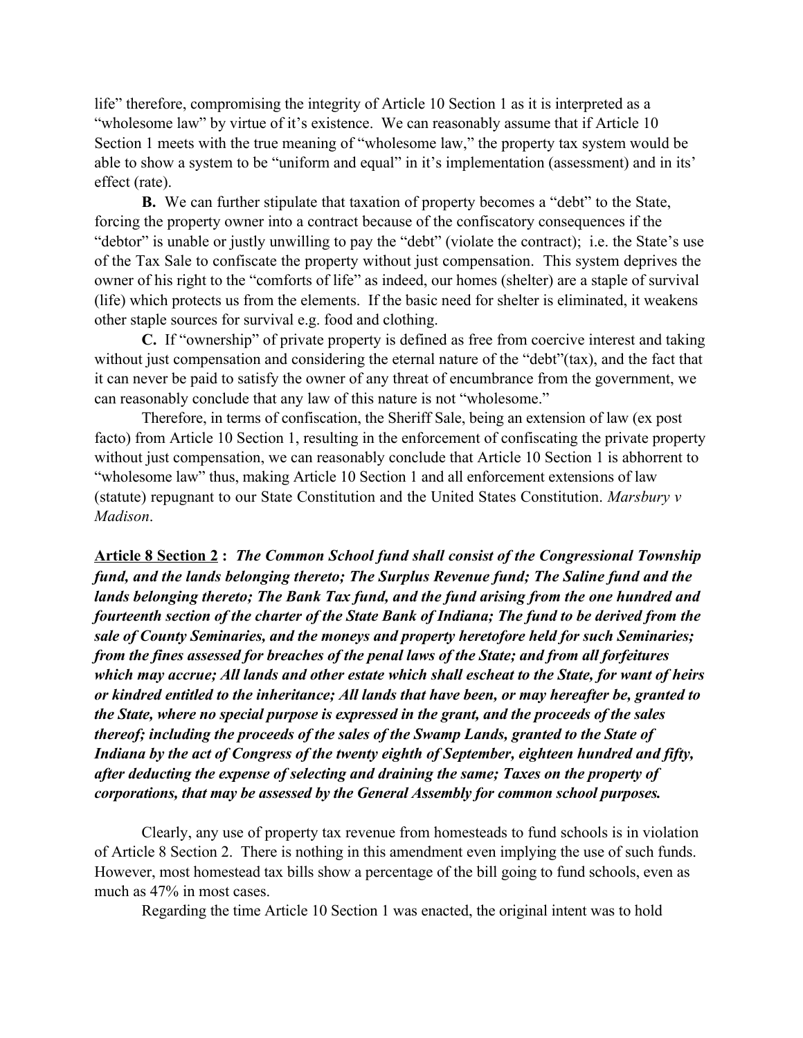life" therefore, compromising the integrity of Article 10 Section 1 as it is interpreted as a "wholesome law" by virtue of it's existence. We can reasonably assume that if Article 10 Section 1 meets with the true meaning of "wholesome law," the property tax system would be able to show a system to be "uniform and equal" in it's implementation (assessment) and in its' effect (rate).

**B.** We can further stipulate that taxation of property becomes a "debt" to the State, forcing the property owner into a contract because of the confiscatory consequences if the "debtor" is unable or justly unwilling to pay the "debt" (violate the contract); i.e. the State's use of the Tax Sale to confiscate the property without just compensation. This system deprives the owner of his right to the "comforts of life" as indeed, our homes (shelter) are a staple of survival (life) which protects us from the elements. If the basic need for shelter is eliminated, it weakens other staple sources for survival e.g. food and clothing.

**C.** If "ownership" of private property is defined as free from coercive interest and taking without just compensation and considering the eternal nature of the "debt"(tax), and the fact that it can never be paid to satisfy the owner of any threat of encumbrance from the government, we can reasonably conclude that any law of this nature is not "wholesome."

Therefore, in terms of confiscation, the Sheriff Sale, being an extension of law (ex post facto) from Article 10 Section 1, resulting in the enforcement of confiscating the private property without just compensation, we can reasonably conclude that Article 10 Section 1 is abhorrent to "wholesome law" thus, making Article 10 Section 1 and all enforcement extensions of law (statute) repugnant to our State Constitution and the United States Constitution. *Marsbury v Madison*.

**Article 8 Section 2 :** ***The Common School fund shall consist of the Congressional Township fund, and the lands belonging thereto; The Surplus Revenue fund; The Saline fund and the lands belonging thereto; The Bank Tax fund, and the fund arising from the one hundred and fourteenth section of the charter of the State Bank of Indiana; The fund to be derived from the sale of County Seminaries, and the moneys and property heretofore held for such Seminaries; from the fines assessed for breaches of the penal laws of the State; and from all forfeitures which may accrue; All lands and other estate which shall escheat to the State, for want of heirs or kindred entitled to the inheritance; All lands that have been, or may hereafter be, granted to the State, where no special purpose is expressed in the grant, and the proceeds of the sales thereof; including the proceeds of the sales of the Swamp Lands, granted to the State of Indiana by the act of Congress of the twenty eighth of September, eighteen hundred and fifty, after deducting the expense of selecting and draining the same; Taxes on the property of corporations, that may be assessed by the General Assembly for common school purposes.***

Clearly, any use of property tax revenue from homesteads to fund schools is in violation of Article 8 Section 2. There is nothing in this amendment even implying the use of such funds. However, most homestead tax bills show a percentage of the bill going to fund schools, even as much as 47% in most cases.

Regarding the time Article 10 Section 1 was enacted, the original intent was to hold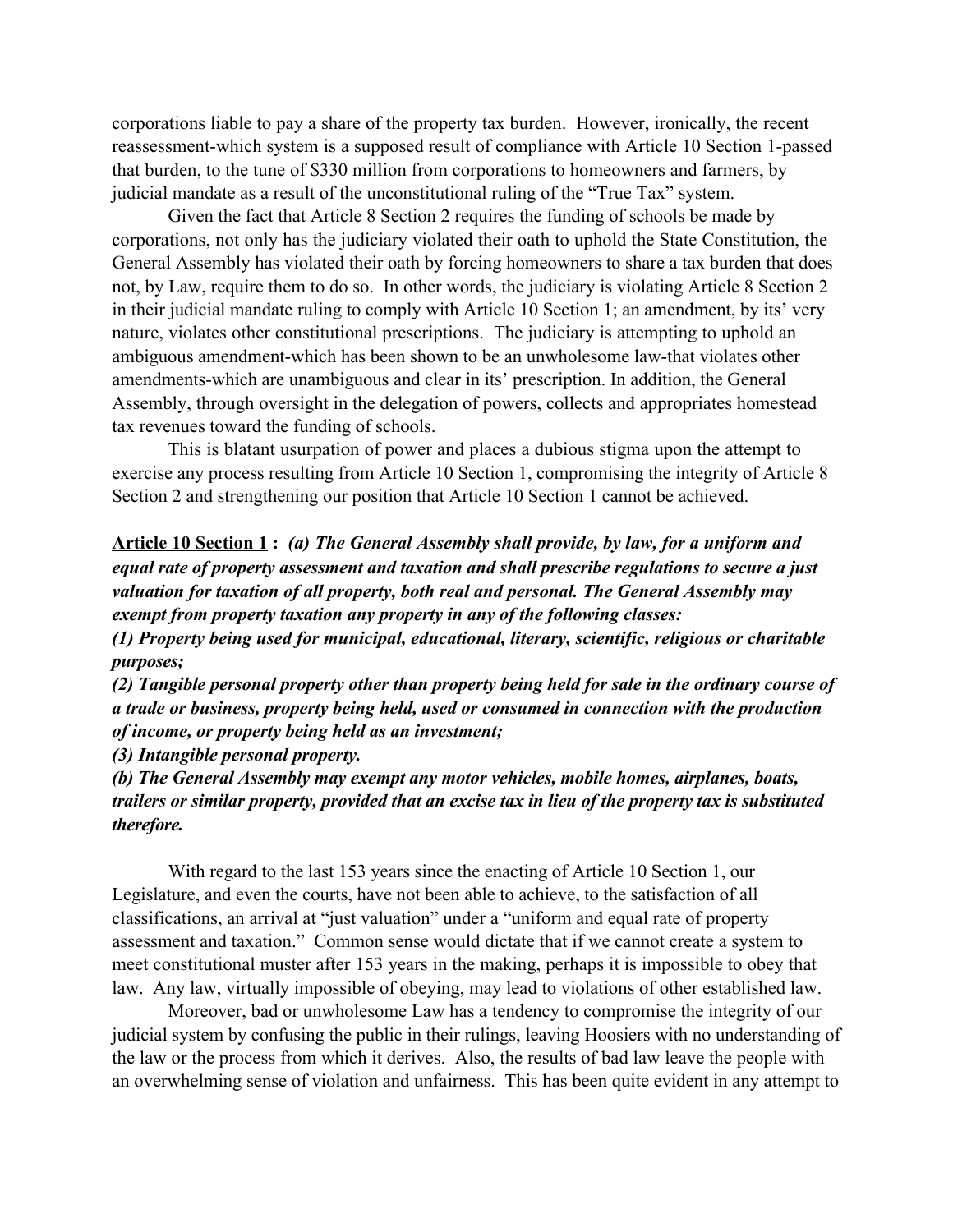corporations liable to pay a share of the property tax burden. However, ironically, the recent reassessment-which system is a supposed result of compliance with Article 10 Section 1-passed that burden, to the tune of $330 million from corporations to homeowners and farmers, by judicial mandate as a result of the unconstitutional ruling of the "True Tax" system.

Given the fact that Article 8 Section 2 requires the funding of schools be made by corporations, not only has the judiciary violated their oath to uphold the State Constitution, the General Assembly has violated their oath by forcing homeowners to share a tax burden that does not, by Law, require them to do so. In other words, the judiciary is violating Article 8 Section 2 in their judicial mandate ruling to comply with Article 10 Section 1; an amendment, by its' very nature, violates other constitutional prescriptions. The judiciary is attempting to uphold an ambiguous amendment-which has been shown to be an unwholesome law-that violates other amendments-which are unambiguous and clear in its' prescription. In addition, the General Assembly, through oversight in the delegation of powers, collects and appropriates homestead tax revenues toward the funding of schools.

This is blatant usurpation of power and places a dubious stigma upon the attempt to exercise any process resulting from Article 10 Section 1, compromising the integrity of Article 8 Section 2 and strengthening our position that Article 10 Section 1 cannot be achieved.

**<u>Article 10 Section 1</u> :** ***(a) The General Assembly shall provide, by law, for a uniform and equal rate of property assessment and taxation and shall prescribe regulations to secure a just valuation for taxation of all property, both real and personal. The General Assembly may exempt from property taxation any property in any of the following classes:***
***(1) Property being used for municipal, educational, literary, scientific, religious or charitable purposes;***
***(2) Tangible personal property other than property being held for sale in the ordinary course of a trade or business, property being held, used or consumed in connection with the production of income, or property being held as an investment;***
***(3) Intangible personal property.***
***(b) The General Assembly may exempt any motor vehicles, mobile homes, airplanes, boats, trailers or similar property, provided that an excise tax in lieu of the property tax is substituted therefore.***

With regard to the last 153 years since the enacting of Article 10 Section 1, our Legislature, and even the courts, have not been able to achieve, to the satisfaction of all classifications, an arrival at "just valuation" under a "uniform and equal rate of property assessment and taxation." Common sense would dictate that if we cannot create a system to meet constitutional muster after 153 years in the making, perhaps it is impossible to obey that law. Any law, virtually impossible of obeying, may lead to violations of other established law.

Moreover, bad or unwholesome Law has a tendency to compromise the integrity of our judicial system by confusing the public in their rulings, leaving Hoosiers with no understanding of the law or the process from which it derives. Also, the results of bad law leave the people with an overwhelming sense of violation and unfairness. This has been quite evident in any attempt to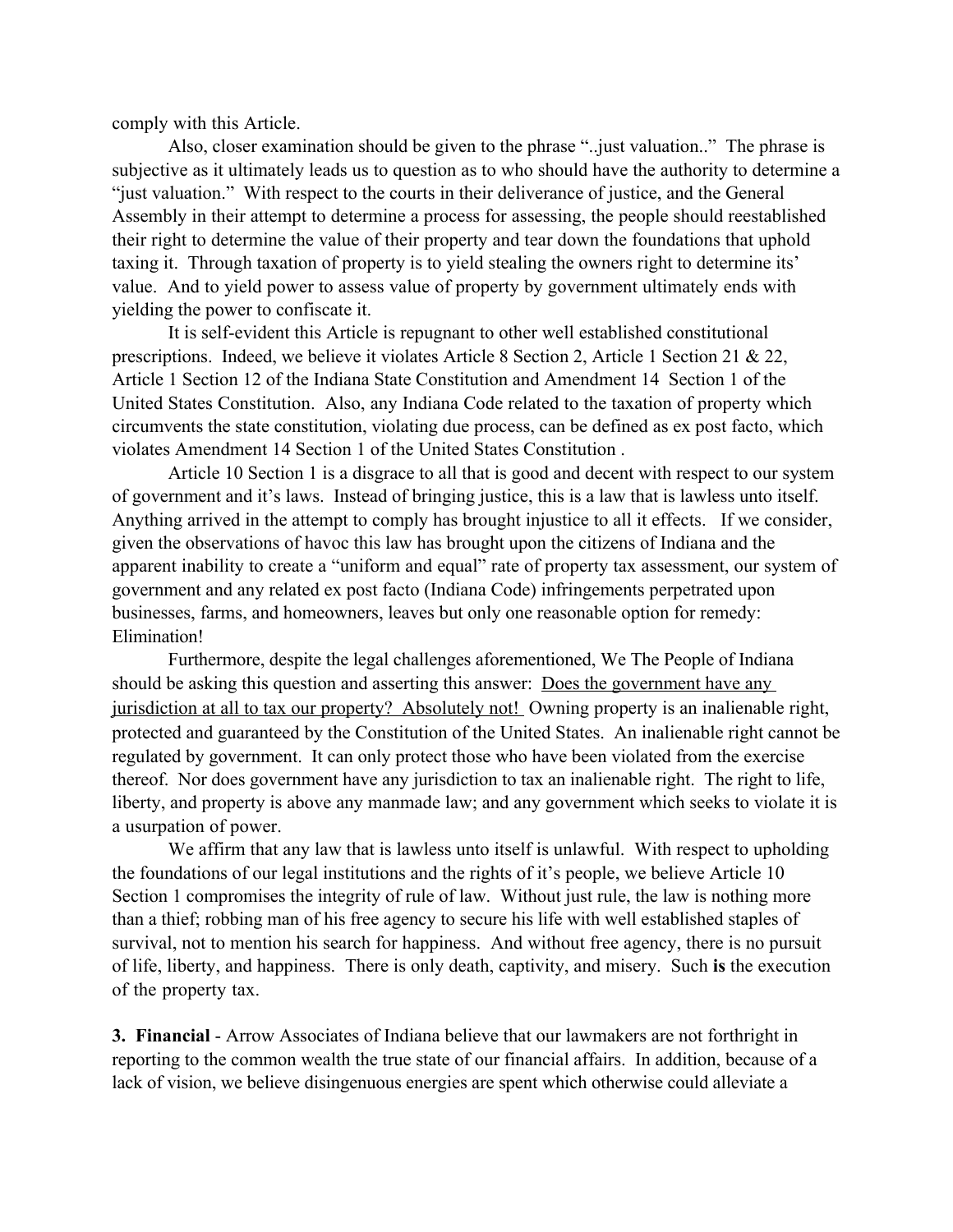comply with this Article.

Also, closer examination should be given to the phrase "..just valuation.." The phrase is subjective as it ultimately leads us to question as to who should have the authority to determine a "just valuation." With respect to the courts in their deliverance of justice, and the General Assembly in their attempt to determine a process for assessing, the people should reestablished their right to determine the value of their property and tear down the foundations that uphold taxing it. Through taxation of property is to yield stealing the owners right to determine its' value. And to yield power to assess value of property by government ultimately ends with yielding the power to confiscate it.

It is self-evident this Article is repugnant to other well established constitutional prescriptions. Indeed, we believe it violates Article 8 Section 2, Article 1 Section 21 & 22, Article 1 Section 12 of the Indiana State Constitution and Amendment 14 Section 1 of the United States Constitution. Also, any Indiana Code related to the taxation of property which circumvents the state constitution, violating due process, can be defined as ex post facto, which violates Amendment 14 Section 1 of the United States Constitution .

Article 10 Section 1 is a disgrace to all that is good and decent with respect to our system of government and it's laws. Instead of bringing justice, this is a law that is lawless unto itself. Anything arrived in the attempt to comply has brought injustice to all it effects. If we consider, given the observations of havoc this law has brought upon the citizens of Indiana and the apparent inability to create a "uniform and equal" rate of property tax assessment, our system of government and any related ex post facto (Indiana Code) infringements perpetrated upon businesses, farms, and homeowners, leaves but only one reasonable option for remedy: Elimination!

Furthermore, despite the legal challenges aforementioned, We The People of Indiana should be asking this question and asserting this answer: <u>Does the government have any jurisdiction at all to tax our property? Absolutely not!</u> Owning property is an inalienable right, protected and guaranteed by the Constitution of the United States. An inalienable right cannot be regulated by government. It can only protect those who have been violated from the exercise thereof. Nor does government have any jurisdiction to tax an inalienable right. The right to life, liberty, and property is above any manmade law; and any government which seeks to violate it is a usurpation of power.

We affirm that any law that is lawless unto itself is unlawful. With respect to upholding the foundations of our legal institutions and the rights of it's people, we believe Article 10 Section 1 compromises the integrity of rule of law. Without just rule, the law is nothing more than a thief; robbing man of his free agency to secure his life with well established staples of survival, not to mention his search for happiness. And without free agency, there is no pursuit of life, liberty, and happiness. There is only death, captivity, and misery. Such **is** the execution of the property tax.

**3. Financial** - Arrow Associates of Indiana believe that our lawmakers are not forthright in reporting to the common wealth the true state of our financial affairs. In addition, because of a lack of vision, we believe disingenuous energies are spent which otherwise could alleviate a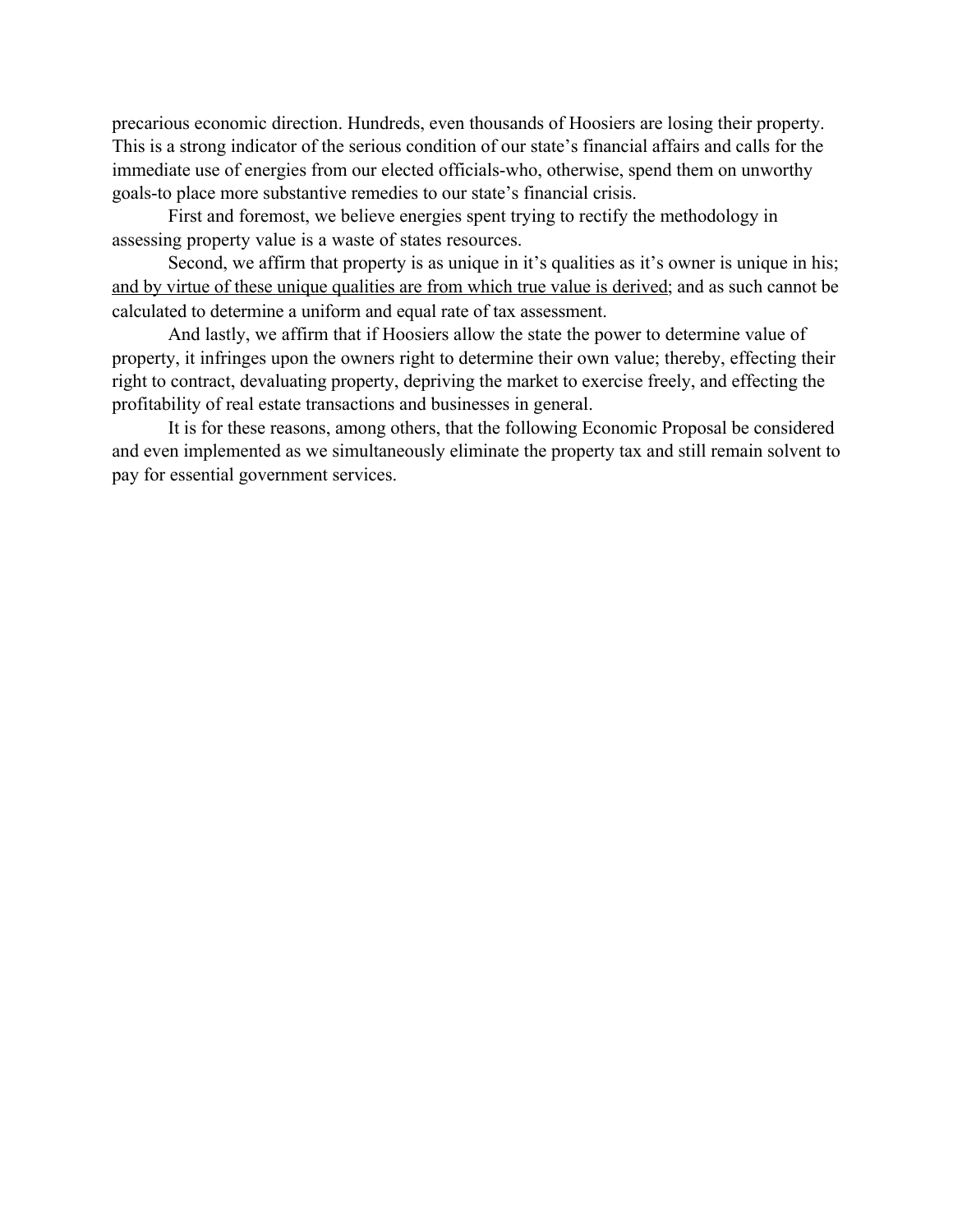precarious economic direction. Hundreds, even thousands of Hoosiers are losing their property. This is a strong indicator of the serious condition of our state's financial affairs and calls for the immediate use of energies from our elected officials-who, otherwise, spend them on unworthy goals-to place more substantive remedies to our state's financial crisis.

First and foremost, we believe energies spent trying to rectify the methodology in assessing property value is a waste of states resources.

Second, we affirm that property is as unique in it's qualities as it's owner is unique in his; <u>and by virtue of these unique qualities are from which true value is derived</u>; and as such cannot be calculated to determine a uniform and equal rate of tax assessment.

And lastly, we affirm that if Hoosiers allow the state the power to determine value of property, it infringes upon the owners right to determine their own value; thereby, effecting their right to contract, devaluating property, depriving the market to exercise freely, and effecting the profitability of real estate transactions and businesses in general.

It is for these reasons, among others, that the following Economic Proposal be considered and even implemented as we simultaneously eliminate the property tax and still remain solvent to pay for essential government services.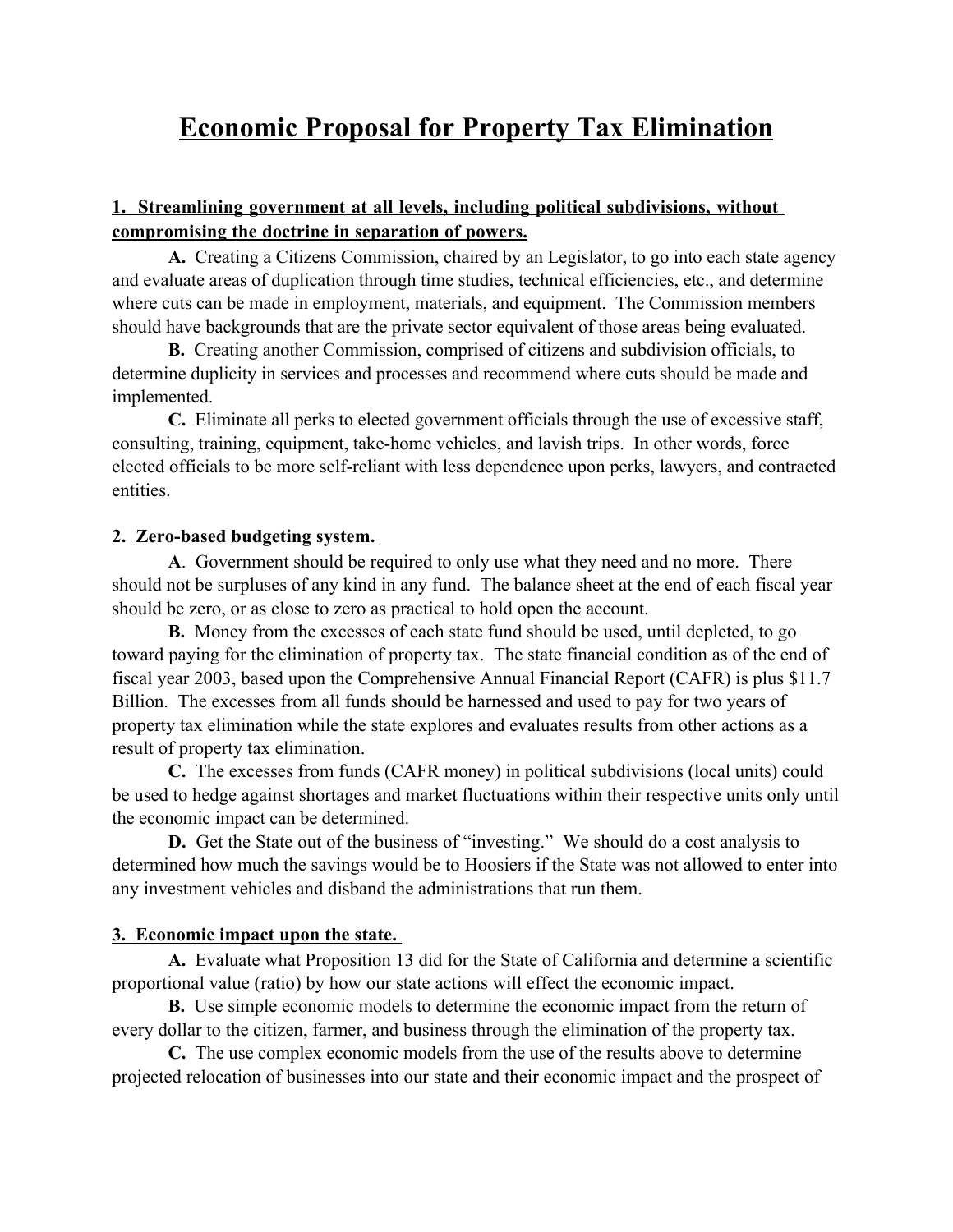# Economic Proposal for Property Tax Elimination

**1. Streamlining government at all levels, including political subdivisions, without compromising the doctrine in separation of powers.**

**A.** Creating a Citizens Commission, chaired by an Legislator, to go into each state agency and evaluate areas of duplication through time studies, technical efficiencies, etc., and determine where cuts can be made in employment, materials, and equipment. The Commission members should have backgrounds that are the private sector equivalent of those areas being evaluated.

**B.** Creating another Commission, comprised of citizens and subdivision officials, to determine duplicity in services and processes and recommend where cuts should be made and implemented.

**C.** Eliminate all perks to elected government officials through the use of excessive staff, consulting, training, equipment, take-home vehicles, and lavish trips. In other words, force elected officials to be more self-reliant with less dependence upon perks, lawyers, and contracted entities.

**2. Zero-based budgeting system.**

**A**. Government should be required to only use what they need and no more. There should not be surpluses of any kind in any fund. The balance sheet at the end of each fiscal year should be zero, or as close to zero as practical to hold open the account.

**B.** Money from the excesses of each state fund should be used, until depleted, to go toward paying for the elimination of property tax. The state financial condition as of the end of fiscal year 2003, based upon the Comprehensive Annual Financial Report (CAFR) is plus $11.7 Billion. The excesses from all funds should be harnessed and used to pay for two years of property tax elimination while the state explores and evaluates results from other actions as a result of property tax elimination.

**C.** The excesses from funds (CAFR money) in political subdivisions (local units) could be used to hedge against shortages and market fluctuations within their respective units only until the economic impact can be determined.

**D.** Get the State out of the business of "investing." We should do a cost analysis to determined how much the savings would be to Hoosiers if the State was not allowed to enter into any investment vehicles and disband the administrations that run them.

**3. Economic impact upon the state.**

**A.** Evaluate what Proposition 13 did for the State of California and determine a scientific proportional value (ratio) by how our state actions will effect the economic impact.

**B.** Use simple economic models to determine the economic impact from the return of every dollar to the citizen, farmer, and business through the elimination of the property tax.

**C.** The use complex economic models from the use of the results above to determine projected relocation of businesses into our state and their economic impact and the prospect of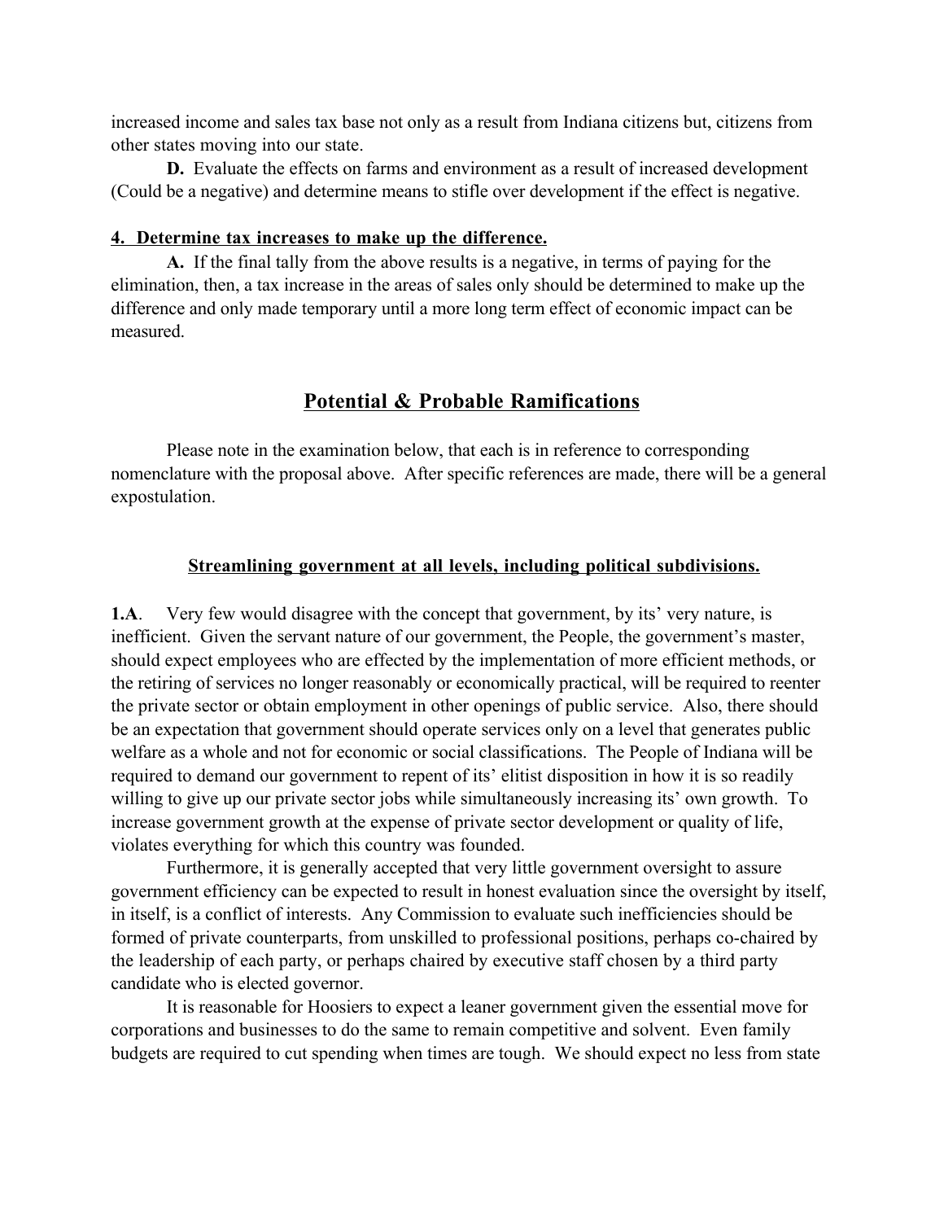increased income and sales tax base not only as a result from Indiana citizens but, citizens from other states moving into our state.

**D.** Evaluate the effects on farms and environment as a result of increased development (Could be a negative) and determine means to stifle over development if the effect is negative.

**4. Determine tax increases to make up the difference.**

**A.** If the final tally from the above results is a negative, in terms of paying for the elimination, then, a tax increase in the areas of sales only should be determined to make up the difference and only made temporary until a more long term effect of economic impact can be measured.

## Potential & Probable Ramifications

Please note in the examination below, that each is in reference to corresponding nomenclature with the proposal above. After specific references are made, there will be a general expostulation.

### Streamlining government at all levels, including political subdivisions.

**1.A**. Very few would disagree with the concept that government, by its' very nature, is inefficient. Given the servant nature of our government, the People, the government's master, should expect employees who are effected by the implementation of more efficient methods, or the retiring of services no longer reasonably or economically practical, will be required to reenter the private sector or obtain employment in other openings of public service. Also, there should be an expectation that government should operate services only on a level that generates public welfare as a whole and not for economic or social classifications. The People of Indiana will be required to demand our government to repent of its' elitist disposition in how it is so readily willing to give up our private sector jobs while simultaneously increasing its' own growth. To increase government growth at the expense of private sector development or quality of life, violates everything for which this country was founded.

Furthermore, it is generally accepted that very little government oversight to assure government efficiency can be expected to result in honest evaluation since the oversight by itself, in itself, is a conflict of interests. Any Commission to evaluate such inefficiencies should be formed of private counterparts, from unskilled to professional positions, perhaps co-chaired by the leadership of each party, or perhaps chaired by executive staff chosen by a third party candidate who is elected governor.

It is reasonable for Hoosiers to expect a leaner government given the essential move for corporations and businesses to do the same to remain competitive and solvent. Even family budgets are required to cut spending when times are tough. We should expect no less from state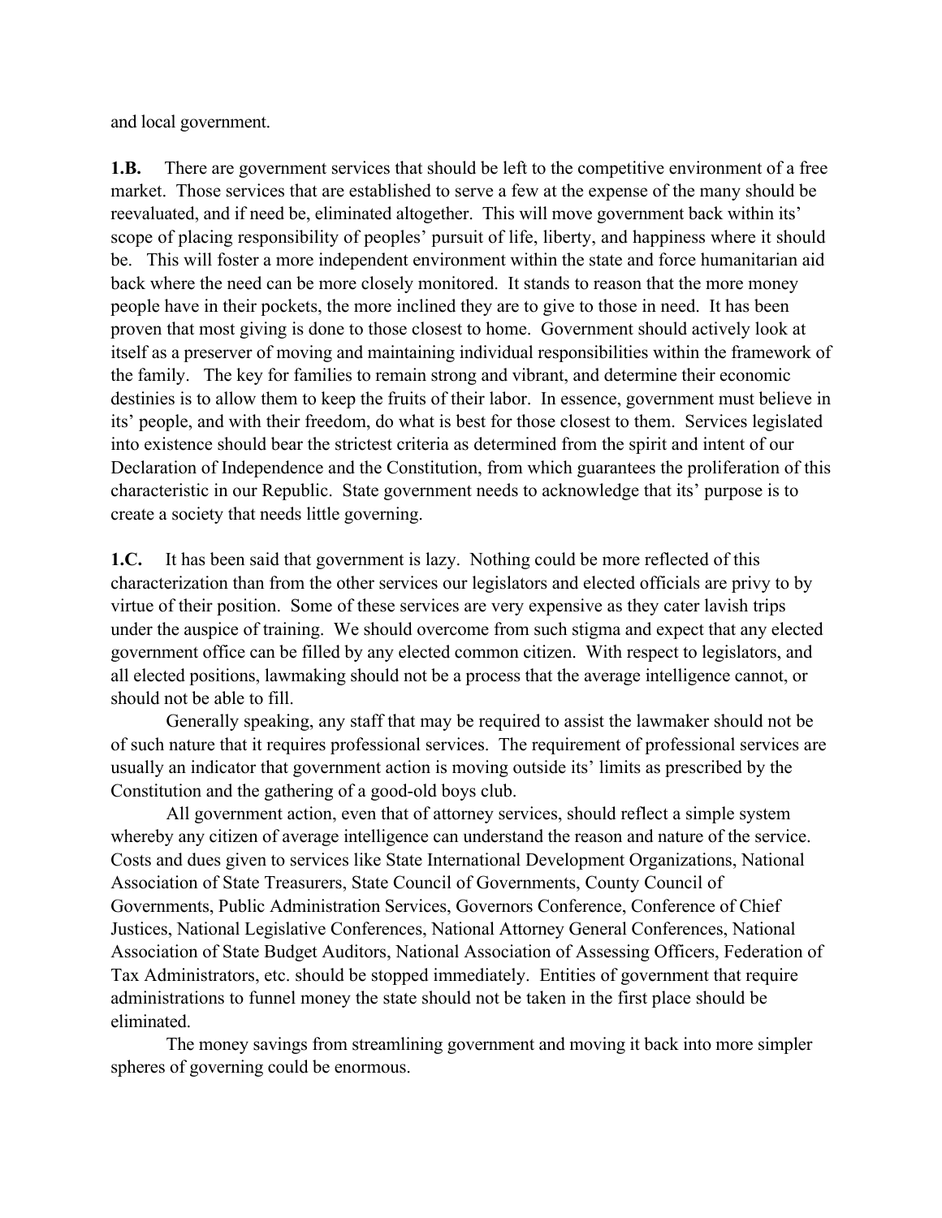and local government.

**1.B.** There are government services that should be left to the competitive environment of a free market. Those services that are established to serve a few at the expense of the many should be reevaluated, and if need be, eliminated altogether. This will move government back within its' scope of placing responsibility of peoples' pursuit of life, liberty, and happiness where it should be. This will foster a more independent environment within the state and force humanitarian aid back where the need can be more closely monitored. It stands to reason that the more money people have in their pockets, the more inclined they are to give to those in need. It has been proven that most giving is done to those closest to home. Government should actively look at itself as a preserver of moving and maintaining individual responsibilities within the framework of the family. The key for families to remain strong and vibrant, and determine their economic destinies is to allow them to keep the fruits of their labor. In essence, government must believe in its' people, and with their freedom, do what is best for those closest to them. Services legislated into existence should bear the strictest criteria as determined from the spirit and intent of our Declaration of Independence and the Constitution, from which guarantees the proliferation of this characteristic in our Republic. State government needs to acknowledge that its' purpose is to create a society that needs little governing.

**1.C.** It has been said that government is lazy. Nothing could be more reflected of this characterization than from the other services our legislators and elected officials are privy to by virtue of their position. Some of these services are very expensive as they cater lavish trips under the auspice of training. We should overcome from such stigma and expect that any elected government office can be filled by any elected common citizen. With respect to legislators, and all elected positions, lawmaking should not be a process that the average intelligence cannot, or should not be able to fill.

Generally speaking, any staff that may be required to assist the lawmaker should not be of such nature that it requires professional services. The requirement of professional services are usually an indicator that government action is moving outside its' limits as prescribed by the Constitution and the gathering of a good-old boys club.

All government action, even that of attorney services, should reflect a simple system whereby any citizen of average intelligence can understand the reason and nature of the service. Costs and dues given to services like State International Development Organizations, National Association of State Treasurers, State Council of Governments, County Council of Governments, Public Administration Services, Governors Conference, Conference of Chief Justices, National Legislative Conferences, National Attorney General Conferences, National Association of State Budget Auditors, National Association of Assessing Officers, Federation of Tax Administrators, etc. should be stopped immediately. Entities of government that require administrations to funnel money the state should not be taken in the first place should be eliminated.

The money savings from streamlining government and moving it back into more simpler spheres of governing could be enormous.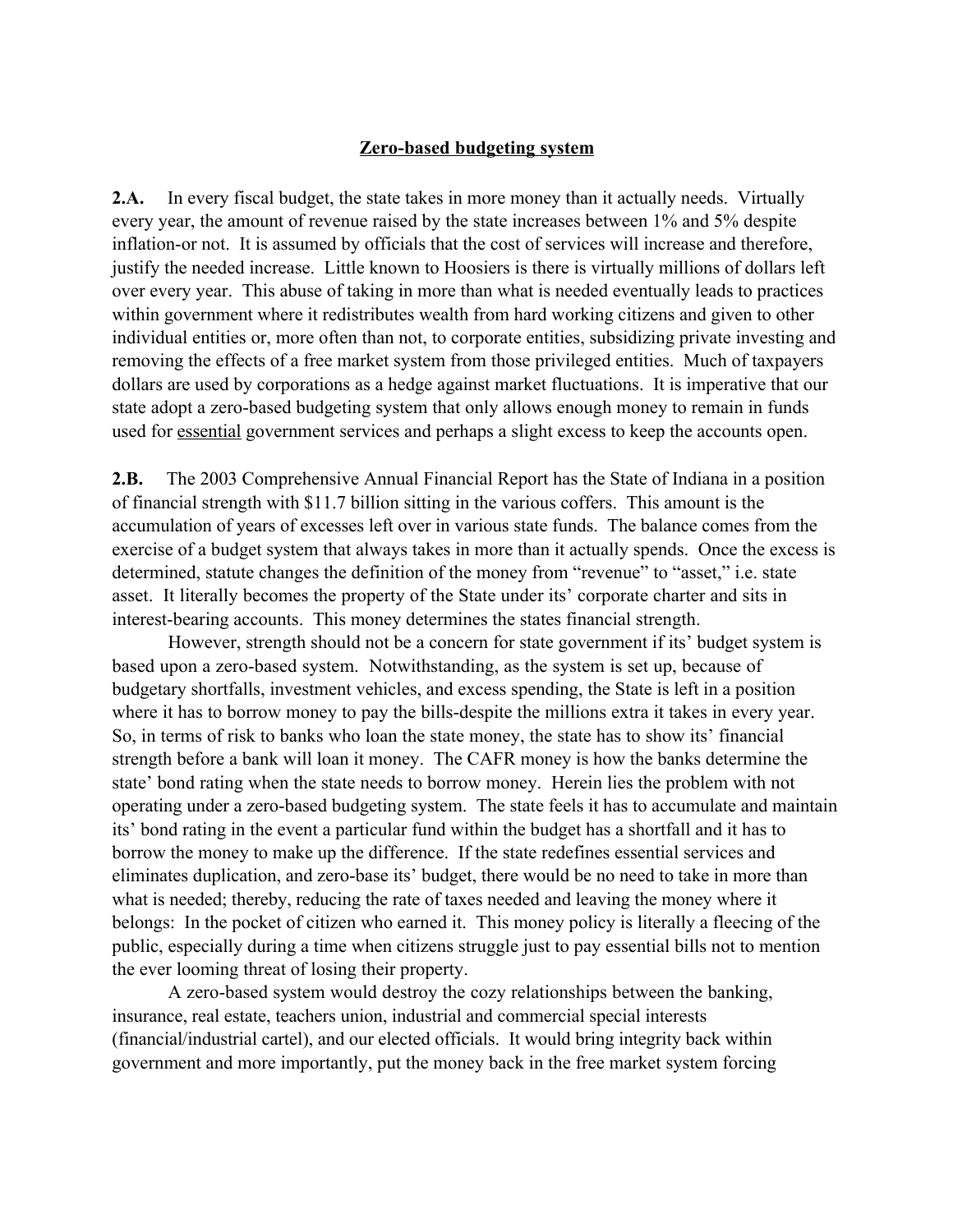## Zero-based budgeting system

**2.A.** In every fiscal budget, the state takes in more money than it actually needs. Virtually every year, the amount of revenue raised by the state increases between 1% and 5% despite inflation-or not. It is assumed by officials that the cost of services will increase and therefore, justify the needed increase. Little known to Hoosiers is there is virtually millions of dollars left over every year. This abuse of taking in more than what is needed eventually leads to practices within government where it redistributes wealth from hard working citizens and given to other individual entities or, more often than not, to corporate entities, subsidizing private investing and removing the effects of a free market system from those privileged entities. Much of taxpayers dollars are used by corporations as a hedge against market fluctuations. It is imperative that our state adopt a zero-based budgeting system that only allows enough money to remain in funds used for <u>essential</u> government services and perhaps a slight excess to keep the accounts open.

**2.B.** The 2003 Comprehensive Annual Financial Report has the State of Indiana in a position of financial strength with $11.7 billion sitting in the various coffers. This amount is the accumulation of years of excesses left over in various state funds. The balance comes from the exercise of a budget system that always takes in more than it actually spends. Once the excess is determined, statute changes the definition of the money from "revenue" to "asset," i.e. state asset. It literally becomes the property of the State under its' corporate charter and sits in interest-bearing accounts. This money determines the states financial strength.

However, strength should not be a concern for state government if its' budget system is based upon a zero-based system. Notwithstanding, as the system is set up, because of budgetary shortfalls, investment vehicles, and excess spending, the State is left in a position where it has to borrow money to pay the bills-despite the millions extra it takes in every year. So, in terms of risk to banks who loan the state money, the state has to show its' financial strength before a bank will loan it money. The CAFR money is how the banks determine the state' bond rating when the state needs to borrow money. Herein lies the problem with not operating under a zero-based budgeting system. The state feels it has to accumulate and maintain its' bond rating in the event a particular fund within the budget has a shortfall and it has to borrow the money to make up the difference. If the state redefines essential services and eliminates duplication, and zero-base its' budget, there would be no need to take in more than what is needed; thereby, reducing the rate of taxes needed and leaving the money where it belongs: In the pocket of citizen who earned it. This money policy is literally a fleecing of the public, especially during a time when citizens struggle just to pay essential bills not to mention the ever looming threat of losing their property.

A zero-based system would destroy the cozy relationships between the banking, insurance, real estate, teachers union, industrial and commercial special interests (financial/industrial cartel), and our elected officials. It would bring integrity back within government and more importantly, put the money back in the free market system forcing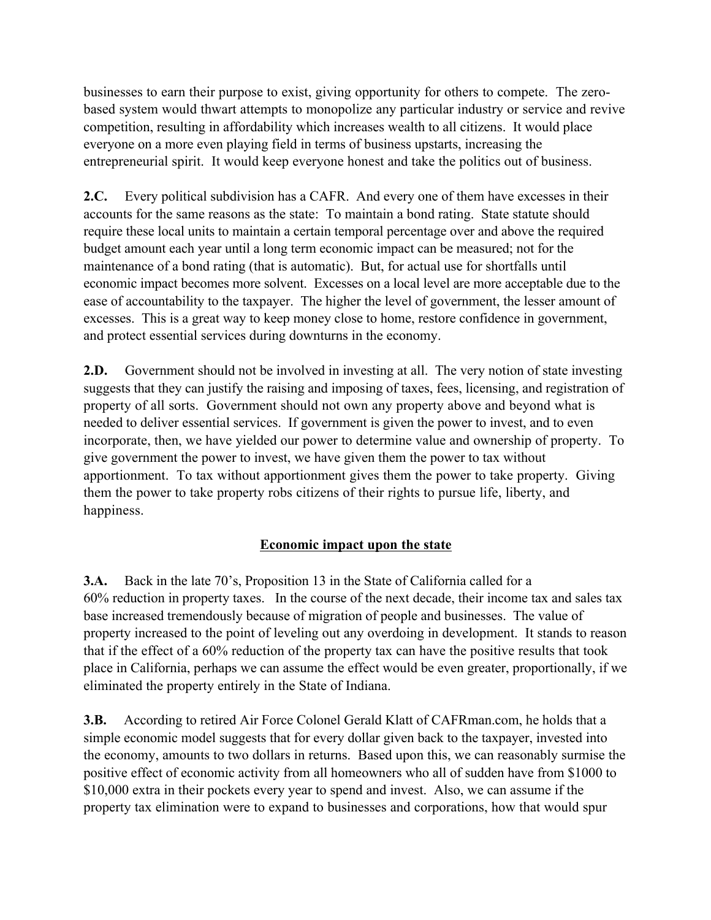businesses to earn their purpose to exist, giving opportunity for others to compete. The zero-based system would thwart attempts to monopolize any particular industry or service and revive competition, resulting in affordability which increases wealth to all citizens. It would place everyone on a more even playing field in terms of business upstarts, increasing the entrepreneurial spirit. It would keep everyone honest and take the politics out of business.

**2.C.** Every political subdivision has a CAFR. And every one of them have excesses in their accounts for the same reasons as the state: To maintain a bond rating. State statute should require these local units to maintain a certain temporal percentage over and above the required budget amount each year until a long term economic impact can be measured; not for the maintenance of a bond rating (that is automatic). But, for actual use for shortfalls until economic impact becomes more solvent. Excesses on a local level are more acceptable due to the ease of accountability to the taxpayer. The higher the level of government, the lesser amount of excesses. This is a great way to keep money close to home, restore confidence in government, and protect essential services during downturns in the economy.

**2.D.** Government should not be involved in investing at all. The very notion of state investing suggests that they can justify the raising and imposing of taxes, fees, licensing, and registration of property of all sorts. Government should not own any property above and beyond what is needed to deliver essential services. If government is given the power to invest, and to even incorporate, then, we have yielded our power to determine value and ownership of property. To give government the power to invest, we have given them the power to tax without apportionment. To tax without apportionment gives them the power to take property. Giving them the power to take property robs citizens of their rights to pursue life, liberty, and happiness.

## Economic impact upon the state

**3.A.** Back in the late 70's, Proposition 13 in the State of California called for a 60% reduction in property taxes. In the course of the next decade, their income tax and sales tax base increased tremendously because of migration of people and businesses. The value of property increased to the point of leveling out any overdoing in development. It stands to reason that if the effect of a 60% reduction of the property tax can have the positive results that took place in California, perhaps we can assume the effect would be even greater, proportionally, if we eliminated the property entirely in the State of Indiana.

**3.B.** According to retired Air Force Colonel Gerald Klatt of CAFRman.com, he holds that a simple economic model suggests that for every dollar given back to the taxpayer, invested into the economy, amounts to two dollars in returns. Based upon this, we can reasonably surmise the positive effect of economic activity from all homeowners who all of sudden have from $1000 to $10,000 extra in their pockets every year to spend and invest. Also, we can assume if the property tax elimination were to expand to businesses and corporations, how that would spur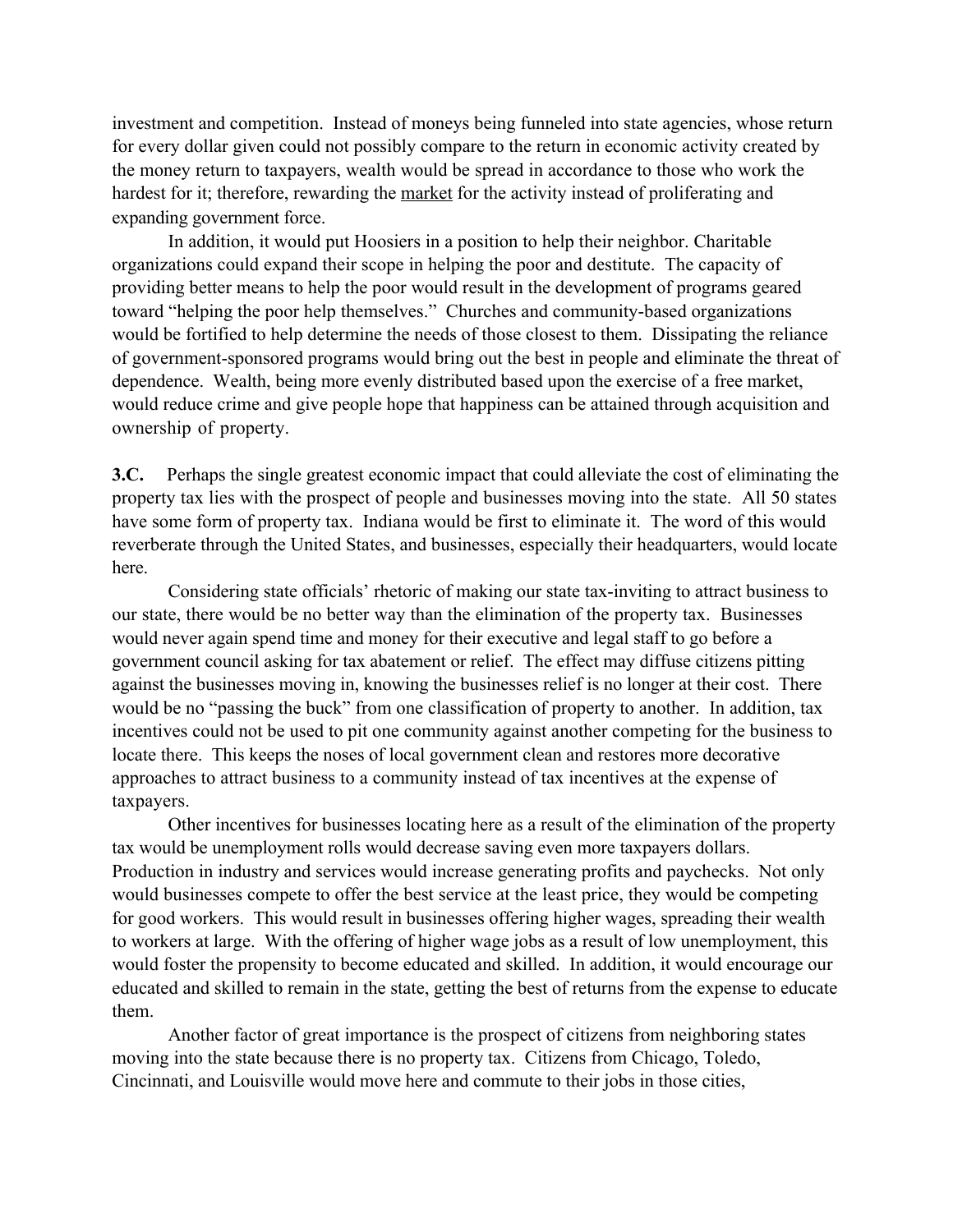investment and competition. Instead of moneys being funneled into state agencies, whose return for every dollar given could not possibly compare to the return in economic activity created by the money return to taxpayers, wealth would be spread in accordance to those who work the hardest for it; therefore, rewarding the <u>market</u> for the activity instead of proliferating and expanding government force.

In addition, it would put Hoosiers in a position to help their neighbor. Charitable organizations could expand their scope in helping the poor and destitute. The capacity of providing better means to help the poor would result in the development of programs geared toward "helping the poor help themselves." Churches and community-based organizations would be fortified to help determine the needs of those closest to them. Dissipating the reliance of government-sponsored programs would bring out the best in people and eliminate the threat of dependence. Wealth, being more evenly distributed based upon the exercise of a free market, would reduce crime and give people hope that happiness can be attained through acquisition and ownership of property.

**3.C.** Perhaps the single greatest economic impact that could alleviate the cost of eliminating the property tax lies with the prospect of people and businesses moving into the state. All 50 states have some form of property tax. Indiana would be first to eliminate it. The word of this would reverberate through the United States, and businesses, especially their headquarters, would locate here.

Considering state officials' rhetoric of making our state tax-inviting to attract business to our state, there would be no better way than the elimination of the property tax. Businesses would never again spend time and money for their executive and legal staff to go before a government council asking for tax abatement or relief. The effect may diffuse citizens pitting against the businesses moving in, knowing the businesses relief is no longer at their cost. There would be no "passing the buck" from one classification of property to another. In addition, tax incentives could not be used to pit one community against another competing for the business to locate there. This keeps the noses of local government clean and restores more decorative approaches to attract business to a community instead of tax incentives at the expense of taxpayers.

Other incentives for businesses locating here as a result of the elimination of the property tax would be unemployment rolls would decrease saving even more taxpayers dollars. Production in industry and services would increase generating profits and paychecks. Not only would businesses compete to offer the best service at the least price, they would be competing for good workers. This would result in businesses offering higher wages, spreading their wealth to workers at large. With the offering of higher wage jobs as a result of low unemployment, this would foster the propensity to become educated and skilled. In addition, it would encourage our educated and skilled to remain in the state, getting the best of returns from the expense to educate them.

Another factor of great importance is the prospect of citizens from neighboring states moving into the state because there is no property tax. Citizens from Chicago, Toledo, Cincinnati, and Louisville would move here and commute to their jobs in those cities,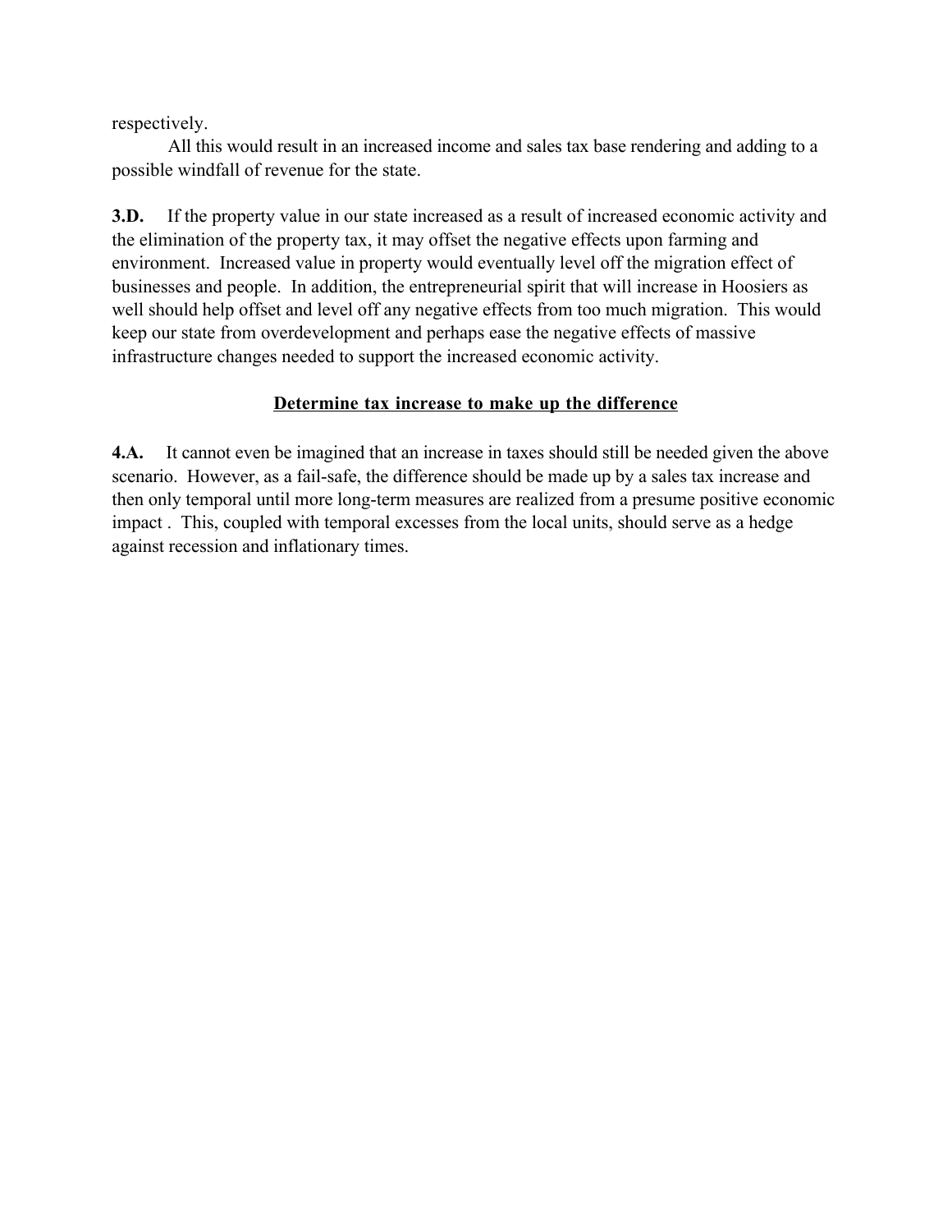respectively.

All this would result in an increased income and sales tax base rendering and adding to a possible windfall of revenue for the state.

**3.D.** If the property value in our state increased as a result of increased economic activity and the elimination of the property tax, it may offset the negative effects upon farming and environment. Increased value in property would eventually level off the migration effect of businesses and people. In addition, the entrepreneurial spirit that will increase in Hoosiers as well should help offset and level off any negative effects from too much migration. This would keep our state from overdevelopment and perhaps ease the negative effects of massive infrastructure changes needed to support the increased economic activity.

**Determine tax increase to make up the difference**

**4.A.** It cannot even be imagined that an increase in taxes should still be needed given the above scenario. However, as a fail-safe, the difference should be made up by a sales tax increase and then only temporal until more long-term measures are realized from a presume positive economic impact . This, coupled with temporal excesses from the local units, should serve as a hedge against recession and inflationary times.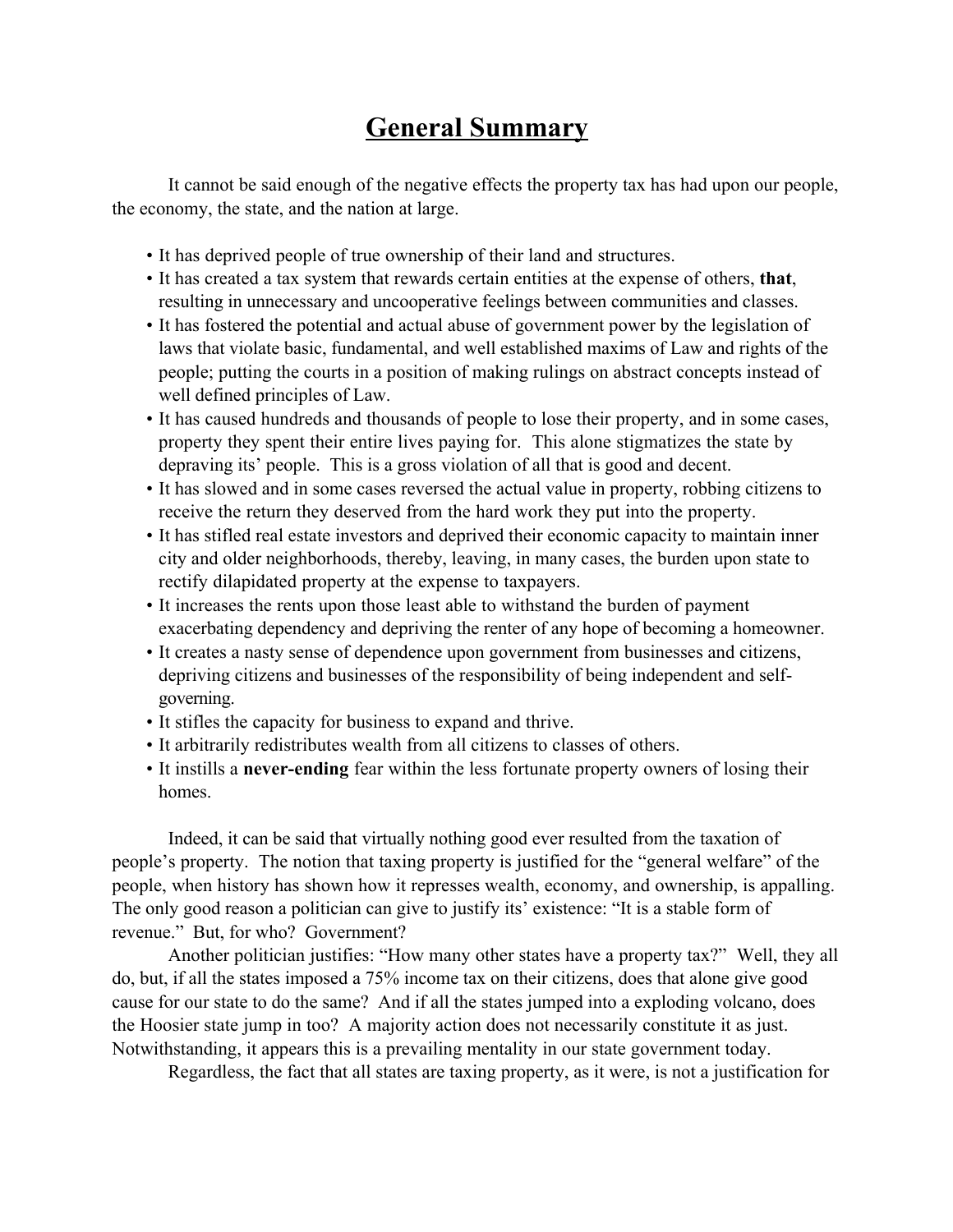# General Summary

It cannot be said enough of the negative effects the property tax has had upon our people, the economy, the state, and the nation at large.

- It has deprived people of true ownership of their land and structures.
- It has created a tax system that rewards certain entities at the expense of others, **that**, resulting in unnecessary and uncooperative feelings between communities and classes.
- It has fostered the potential and actual abuse of government power by the legislation of laws that violate basic, fundamental, and well established maxims of Law and rights of the people; putting the courts in a position of making rulings on abstract concepts instead of well defined principles of Law.
- It has caused hundreds and thousands of people to lose their property, and in some cases, property they spent their entire lives paying for. This alone stigmatizes the state by depraving its' people. This is a gross violation of all that is good and decent.
- It has slowed and in some cases reversed the actual value in property, robbing citizens to receive the return they deserved from the hard work they put into the property.
- It has stifled real estate investors and deprived their economic capacity to maintain inner city and older neighborhoods, thereby, leaving, in many cases, the burden upon state to rectify dilapidated property at the expense to taxpayers.
- It increases the rents upon those least able to withstand the burden of payment exacerbating dependency and depriving the renter of any hope of becoming a homeowner.
- It creates a nasty sense of dependence upon government from businesses and citizens, depriving citizens and businesses of the responsibility of being independent and self-governing.
- It stifles the capacity for business to expand and thrive.
- It arbitrarily redistributes wealth from all citizens to classes of others.
- It instills a **never-ending** fear within the less fortunate property owners of losing their homes.

Indeed, it can be said that virtually nothing good ever resulted from the taxation of people's property. The notion that taxing property is justified for the "general welfare" of the people, when history has shown how it represses wealth, economy, and ownership, is appalling. The only good reason a politician can give to justify its' existence: "It is a stable form of revenue." But, for who? Government?

Another politician justifies: "How many other states have a property tax?" Well, they all do, but, if all the states imposed a 75% income tax on their citizens, does that alone give good cause for our state to do the same? And if all the states jumped into a exploding volcano, does the Hoosier state jump in too? A majority action does not necessarily constitute it as just. Notwithstanding, it appears this is a prevailing mentality in our state government today.

Regardless, the fact that all states are taxing property, as it were, is not a justification for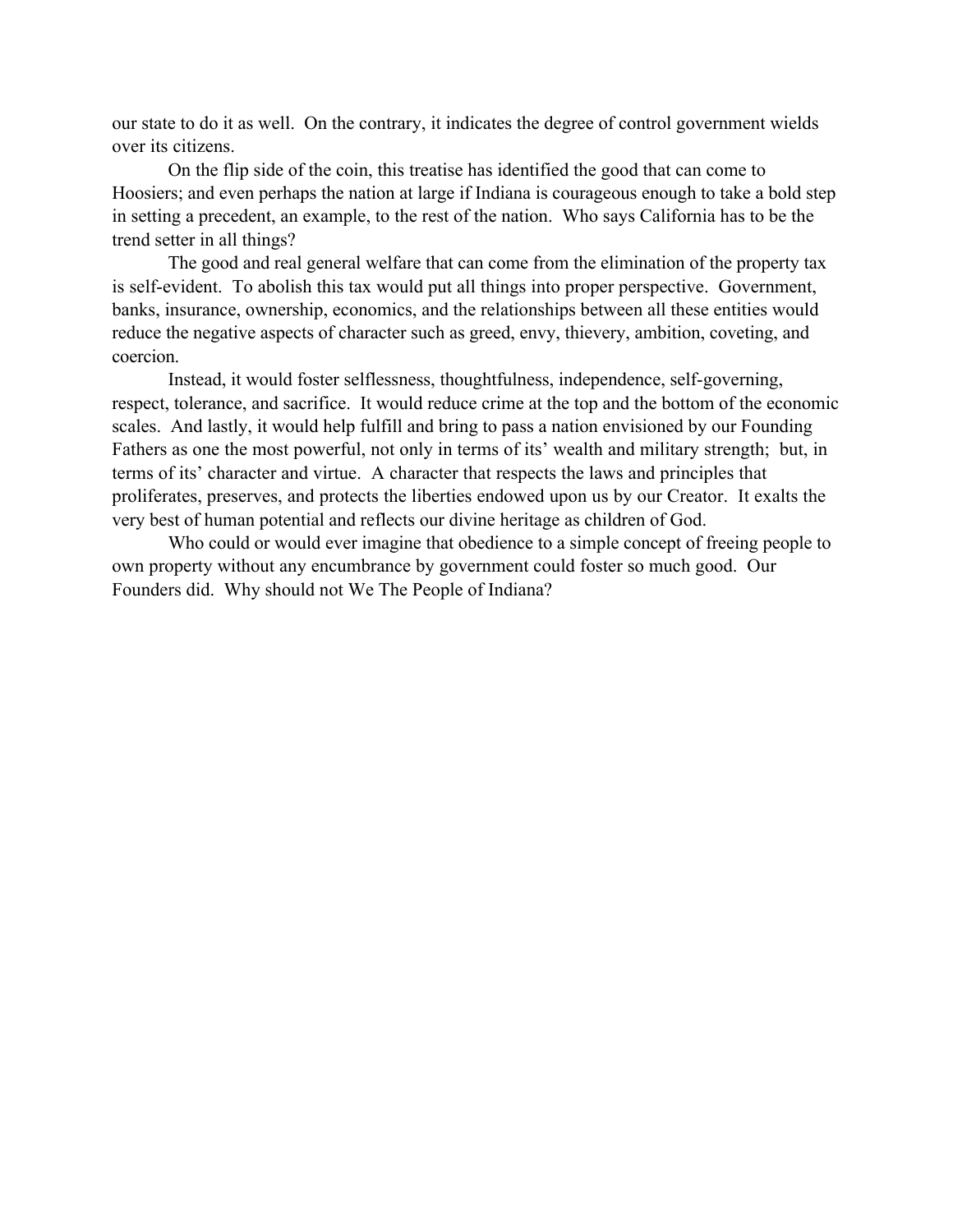our state to do it as well. On the contrary, it indicates the degree of control government wields over its citizens.

On the flip side of the coin, this treatise has identified the good that can come to Hoosiers; and even perhaps the nation at large if Indiana is courageous enough to take a bold step in setting a precedent, an example, to the rest of the nation. Who says California has to be the trend setter in all things?

The good and real general welfare that can come from the elimination of the property tax is self-evident. To abolish this tax would put all things into proper perspective. Government, banks, insurance, ownership, economics, and the relationships between all these entities would reduce the negative aspects of character such as greed, envy, thievery, ambition, coveting, and coercion.

Instead, it would foster selflessness, thoughtfulness, independence, self-governing, respect, tolerance, and sacrifice. It would reduce crime at the top and the bottom of the economic scales. And lastly, it would help fulfill and bring to pass a nation envisioned by our Founding Fathers as one the most powerful, not only in terms of its' wealth and military strength; but, in terms of its' character and virtue. A character that respects the laws and principles that proliferates, preserves, and protects the liberties endowed upon us by our Creator. It exalts the very best of human potential and reflects our divine heritage as children of God.

Who could or would ever imagine that obedience to a simple concept of freeing people to own property without any encumbrance by government could foster so much good. Our Founders did. Why should not We The People of Indiana?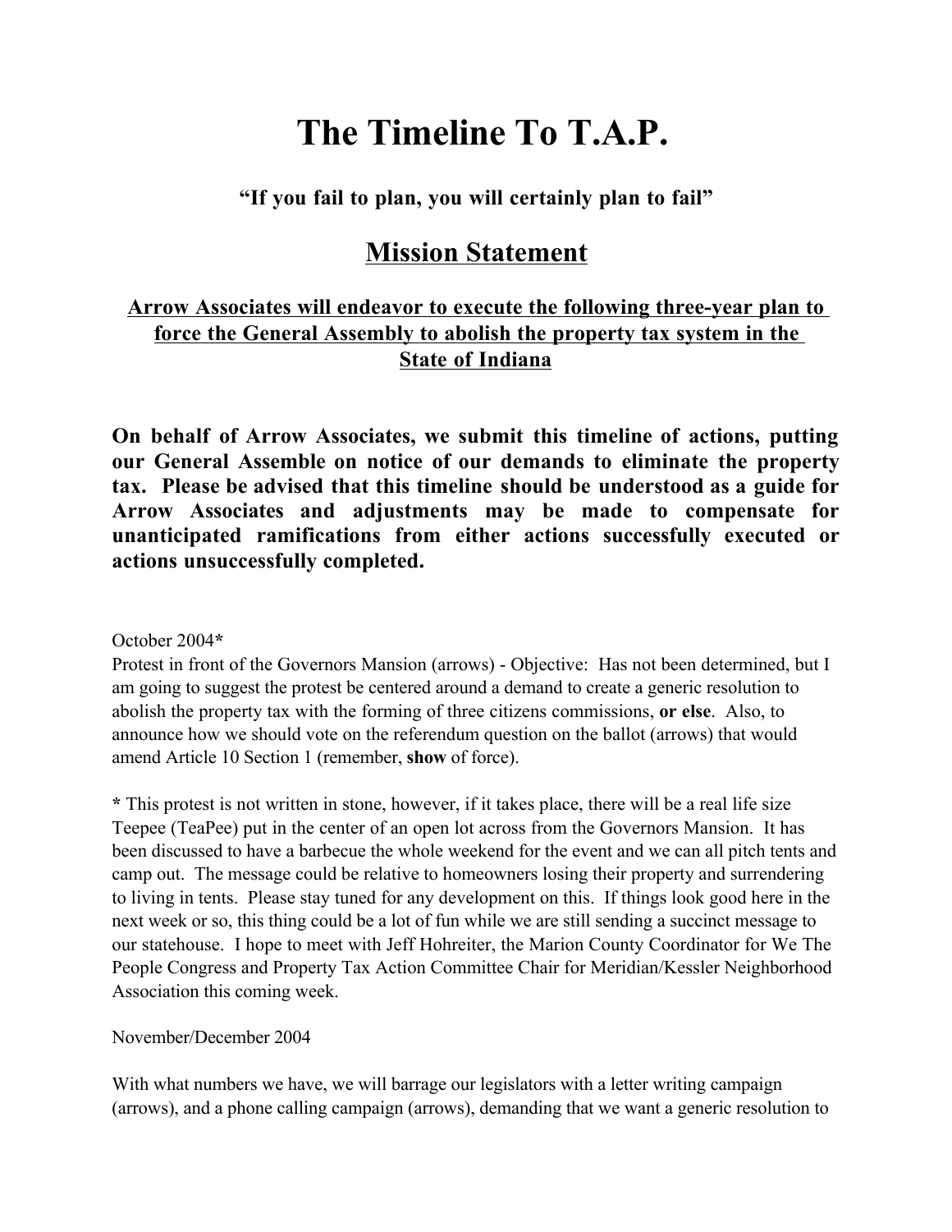# The Timeline To T.A.P.

**"If you fail to plan, you will certainly plan to fail"**

## Mission Statement

**Arrow Associates will endeavor to execute the following three-year plan to force the General Assembly to abolish the property tax system in the State of Indiana**

**On behalf of Arrow Associates, we submit this timeline of actions, putting our General Assemble on notice of our demands to eliminate the property tax. Please be advised that this timeline should be understood as a guide for Arrow Associates and adjustments may be made to compensate for unanticipated ramifications from either actions successfully executed or actions unsuccessfully completed.**

October 2004**\***
Protest in front of the Governors Mansion (arrows) - Objective: Has not been determined, but I am going to suggest the protest be centered around a demand to create a generic resolution to abolish the property tax with the forming of three citizens commissions, **or else**. Also, to announce how we should vote on the referendum question on the ballot (arrows) that would amend Article 10 Section 1 (remember, **show** of force).

**\*** This protest is not written in stone, however, if it takes place, there will be a real life size Teepee (TeaPee) put in the center of an open lot across from the Governors Mansion. It has been discussed to have a barbecue the whole weekend for the event and we can all pitch tents and camp out. The message could be relative to homeowners losing their property and surrendering to living in tents. Please stay tuned for any development on this. If things look good here in the next week or so, this thing could be a lot of fun while we are still sending a succinct message to our statehouse. I hope to meet with Jeff Hohreiter, the Marion County Coordinator for We The People Congress and Property Tax Action Committee Chair for Meridian/Kessler Neighborhood Association this coming week.

November/December 2004

With what numbers we have, we will barrage our legislators with a letter writing campaign (arrows), and a phone calling campaign (arrows), demanding that we want a generic resolution to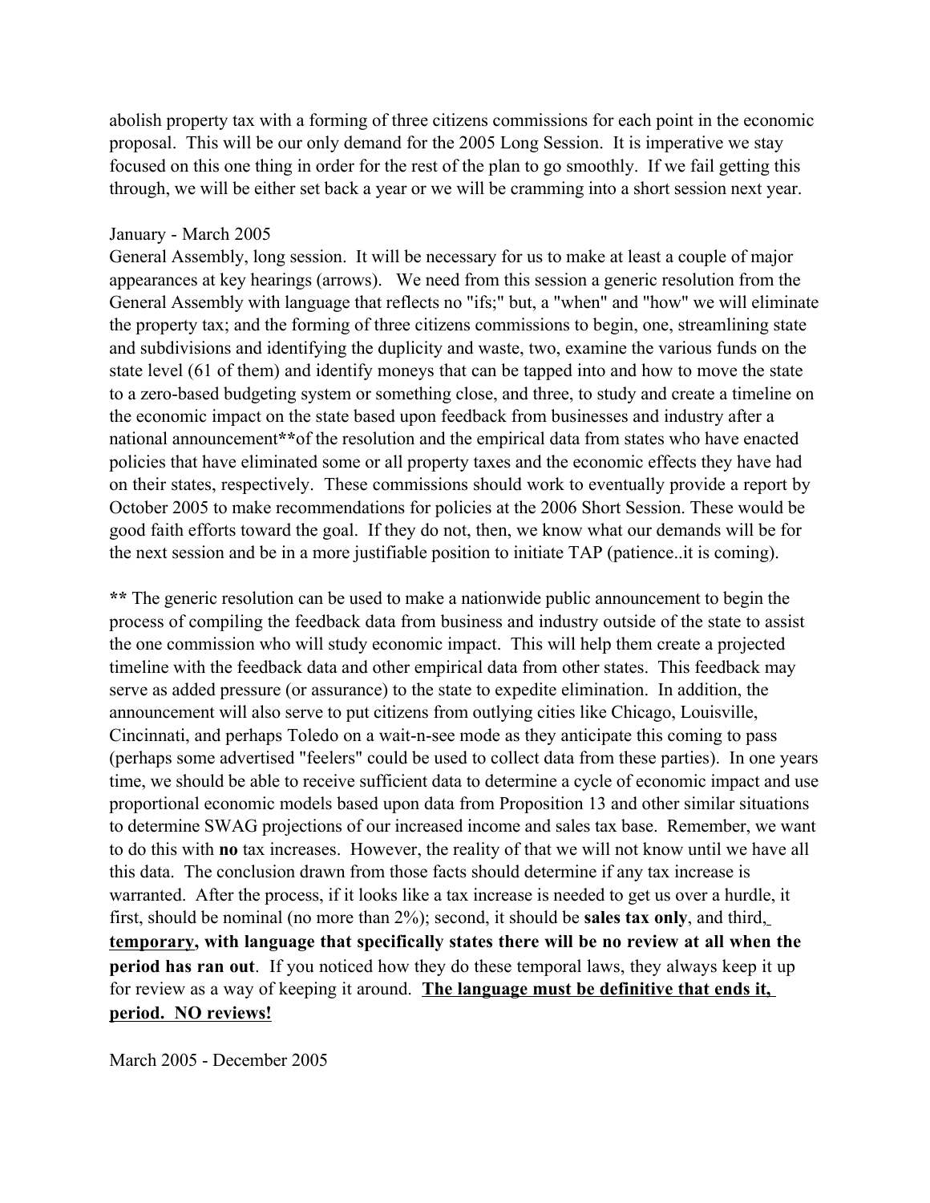abolish property tax with a forming of three citizens commissions for each point in the economic proposal. This will be our only demand for the 2005 Long Session. It is imperative we stay focused on this one thing in order for the rest of the plan to go smoothly. If we fail getting this through, we will be either set back a year or we will be cramming into a short session next year.

January - March 2005

General Assembly, long session. It will be necessary for us to make at least a couple of major appearances at key hearings (arrows). We need from this session a generic resolution from the General Assembly with language that reflects no "ifs;" but, a "when" and "how" we will eliminate the property tax; and the forming of three citizens commissions to begin, one, streamlining state and subdivisions and identifying the duplicity and waste, two, examine the various funds on the state level (61 of them) and identify moneys that can be tapped into and how to move the state to a zero-based budgeting system or something close, and three, to study and create a timeline on the economic impact on the state based upon feedback from businesses and industry after a national announcement**of the resolution and the empirical data from states who have enacted policies that have eliminated some or all property taxes and the economic effects they have had on their states, respectively. These commissions should work to eventually provide a report by October 2005 to make recommendations for policies at the 2006 Short Session. These would be good faith efforts toward the goal. If they do not, then, we know what our demands will be for the next session and be in a more justifiable position to initiate TAP (patience..it is coming).

**\*\*** The generic resolution can be used to make a nationwide public announcement to begin the process of compiling the feedback data from business and industry outside of the state to assist the one commission who will study economic impact. This will help them create a projected timeline with the feedback data and other empirical data from other states. This feedback may serve as added pressure (or assurance) to the state to expedite elimination. In addition, the announcement will also serve to put citizens from outlying cities like Chicago, Louisville, Cincinnati, and perhaps Toledo on a wait-n-see mode as they anticipate this coming to pass (perhaps some advertised "feelers" could be used to collect data from these parties). In one years time, we should be able to receive sufficient data to determine a cycle of economic impact and use proportional economic models based upon data from Proposition 13 and other similar situations to determine SWAG projections of our increased income and sales tax base. Remember, we want to do this with **no** tax increases. However, the reality of that we will not know until we have all this data. The conclusion drawn from those facts should determine if any tax increase is warranted. After the process, if it looks like a tax increase is needed to get us over a hurdle, it first, should be nominal (no more than 2%); second, it should be **sales tax only**, and third, **<u>temporary</u>, with language that specifically states there will be no review at all when the period has ran out**. If you noticed how they do these temporal laws, they always keep it up for review as a way of keeping it around. **<u>The language must be definitive that ends it, period. NO reviews!</u>**

March 2005 - December 2005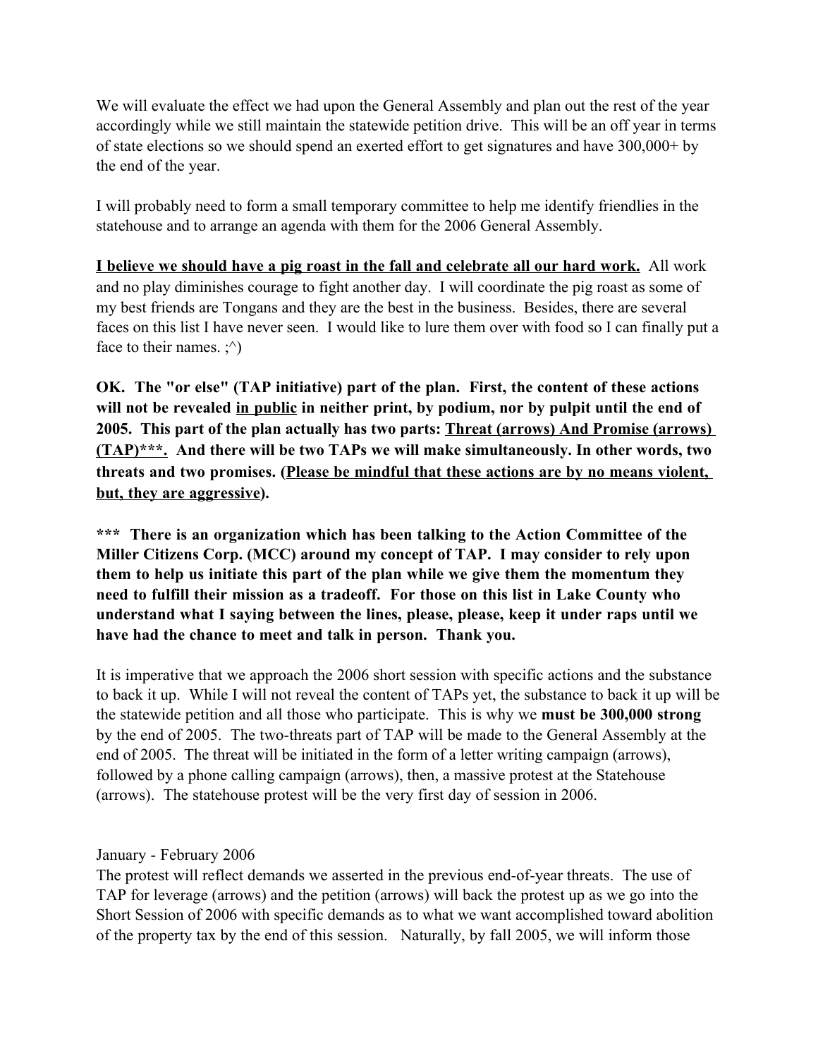We will evaluate the effect we had upon the General Assembly and plan out the rest of the year accordingly while we still maintain the statewide petition drive. This will be an off year in terms of state elections so we should spend an exerted effort to get signatures and have 300,000+ by the end of the year.

I will probably need to form a small temporary committee to help me identify friendlies in the statehouse and to arrange an agenda with them for the 2006 General Assembly.

<u>**I believe we should have a pig roast in the fall and celebrate all our hard work.**</u> All work and no play diminishes courage to fight another day. I will coordinate the pig roast as some of my best friends are Tongans and they are the best in the business. Besides, there are several faces on this list I have never seen. I would like to lure them over with food so I can finally put a face to their names. ;^)

**OK. The "or else" (TAP initiative) part of the plan. First, the content of these actions will not be revealed <u>in public</u> in neither print, by podium, nor by pulpit until the end of 2005. This part of the plan actually has two parts: <u>Threat (arrows) And Promise (arrows) (TAP)***.</u> And there will be two TAPs we will make simultaneously. In other words, two threats and two promises. (<u>Please be mindful that these actions are by no means violent, but, they are aggressive</u>).**

**\*\*\* There is an organization which has been talking to the Action Committee of the Miller Citizens Corp. (MCC) around my concept of TAP. I may consider to rely upon them to help us initiate this part of the plan while we give them the momentum they need to fulfill their mission as a tradeoff. For those on this list in Lake County who understand what I saying between the lines, please, please, keep it under raps until we have had the chance to meet and talk in person. Thank you.**

It is imperative that we approach the 2006 short session with specific actions and the substance to back it up. While I will not reveal the content of TAPs yet, the substance to back it up will be the statewide petition and all those who participate. This is why we **must be 300,000 strong** by the end of 2005. The two-threats part of TAP will be made to the General Assembly at the end of 2005. The threat will be initiated in the form of a letter writing campaign (arrows), followed by a phone calling campaign (arrows), then, a massive protest at the Statehouse (arrows). The statehouse protest will be the very first day of session in 2006.

January - February 2006

The protest will reflect demands we asserted in the previous end-of-year threats. The use of TAP for leverage (arrows) and the petition (arrows) will back the protest up as we go into the Short Session of 2006 with specific demands as to what we want accomplished toward abolition of the property tax by the end of this session. Naturally, by fall 2005, we will inform those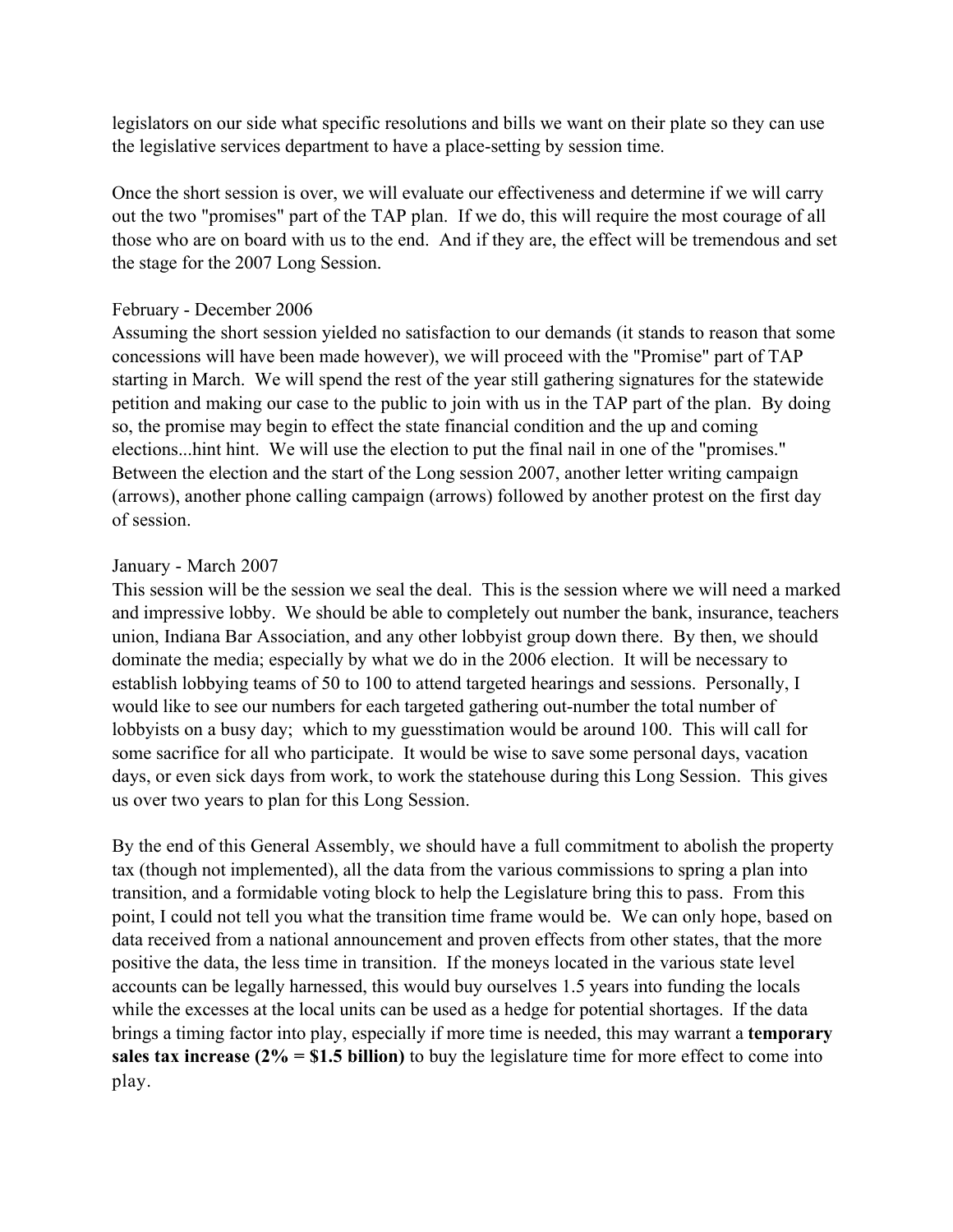legislators on our side what specific resolutions and bills we want on their plate so they can use the legislative services department to have a place-setting by session time.

Once the short session is over, we will evaluate our effectiveness and determine if we will carry out the two "promises" part of the TAP plan. If we do, this will require the most courage of all those who are on board with us to the end. And if they are, the effect will be tremendous and set the stage for the 2007 Long Session.

February - December 2006
Assuming the short session yielded no satisfaction to our demands (it stands to reason that some concessions will have been made however), we will proceed with the "Promise" part of TAP starting in March. We will spend the rest of the year still gathering signatures for the statewide petition and making our case to the public to join with us in the TAP part of the plan. By doing so, the promise may begin to effect the state financial condition and the up and coming elections...hint hint. We will use the election to put the final nail in one of the "promises." Between the election and the start of the Long session 2007, another letter writing campaign (arrows), another phone calling campaign (arrows) followed by another protest on the first day of session.

January - March 2007
This session will be the session we seal the deal. This is the session where we will need a marked and impressive lobby. We should be able to completely out number the bank, insurance, teachers union, Indiana Bar Association, and any other lobbyist group down there. By then, we should dominate the media; especially by what we do in the 2006 election. It will be necessary to establish lobbying teams of 50 to 100 to attend targeted hearings and sessions. Personally, I would like to see our numbers for each targeted gathering out-number the total number of lobbyists on a busy day; which to my guesstimation would be around 100. This will call for some sacrifice for all who participate. It would be wise to save some personal days, vacation days, or even sick days from work, to work the statehouse during this Long Session. This gives us over two years to plan for this Long Session.

By the end of this General Assembly, we should have a full commitment to abolish the property tax (though not implemented), all the data from the various commissions to spring a plan into transition, and a formidable voting block to help the Legislature bring this to pass. From this point, I could not tell you what the transition time frame would be. We can only hope, based on data received from a national announcement and proven effects from other states, that the more positive the data, the less time in transition. If the moneys located in the various state level accounts can be legally harnessed, this would buy ourselves 1.5 years into funding the locals while the excesses at the local units can be used as a hedge for potential shortages. If the data brings a timing factor into play, especially if more time is needed, this may warrant a **temporary sales tax increase (2% = $1.5 billion)** to buy the legislature time for more effect to come into play.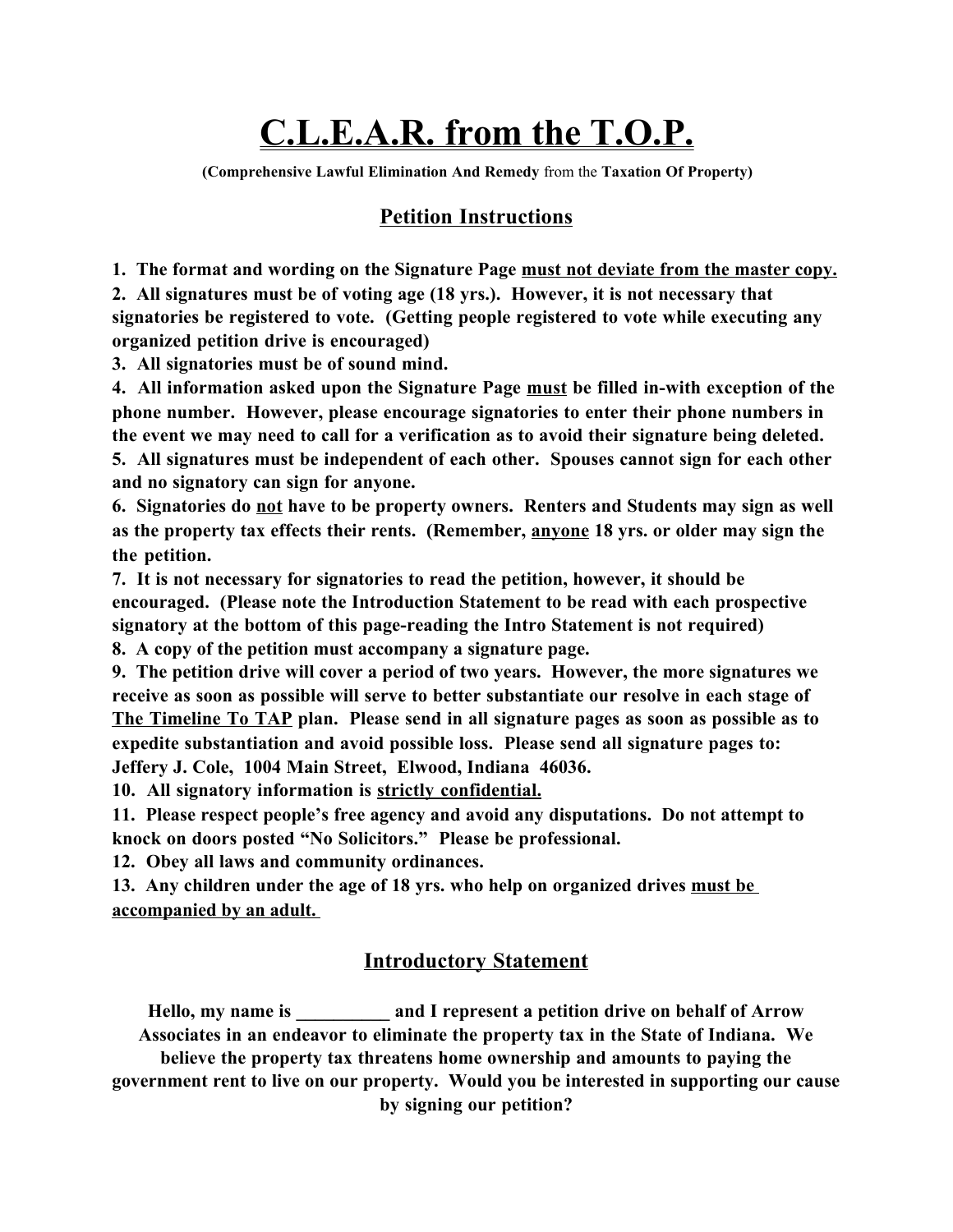# C.L.E.A.R. from the T.O.P.

**(Comprehensive Lawful Elimination And Remedy** from the **Taxation Of Property)**

## Petition Instructions

**1. The format and wording on the Signature Page must not deviate from the master copy.**
**2. All signatures must be of voting age (18 yrs.). However, it is not necessary that signatories be registered to vote. (Getting people registered to vote while executing any organized petition drive is encouraged)**
**3. All signatories must be of sound mind.**
**4. All information asked upon the Signature Page must be filled in-with exception of the phone number. However, please encourage signatories to enter their phone numbers in the event we may need to call for a verification as to avoid their signature being deleted.**
**5. All signatures must be independent of each other. Spouses cannot sign for each other and no signatory can sign for anyone.**
**6. Signatories do not have to be property owners. Renters and Students may sign as well as the property tax effects their rents. (Remember, anyone 18 yrs. or older may sign the the petition.**
**7. It is not necessary for signatories to read the petition, however, it should be encouraged. (Please note the Introduction Statement to be read with each prospective signatory at the bottom of this page-reading the Intro Statement is not required)**
**8. A copy of the petition must accompany a signature page.**
**9. The petition drive will cover a period of two years. However, the more signatures we receive as soon as possible will serve to better substantiate our resolve in each stage of The Timeline To TAP plan. Please send in all signature pages as soon as possible as to expedite substantiation and avoid possible loss. Please send all signature pages to: Jeffery J. Cole, 1004 Main Street, Elwood, Indiana 46036.**
**10. All signatory information is strictly confidential.**
**11. Please respect people's free agency and avoid any disputations. Do not attempt to knock on doors posted "No Solicitors." Please be professional.**
**12. Obey all laws and community ordinances.**
**13. Any children under the age of 18 yrs. who help on organized drives must be accompanied by an adult.**

## Introductory Statement

**Hello, my name is __________ and I represent a petition drive on behalf of Arrow Associates in an endeavor to eliminate the property tax in the State of Indiana. We believe the property tax threatens home ownership and amounts to paying the government rent to live on our property. Would you be interested in supporting our cause by signing our petition?**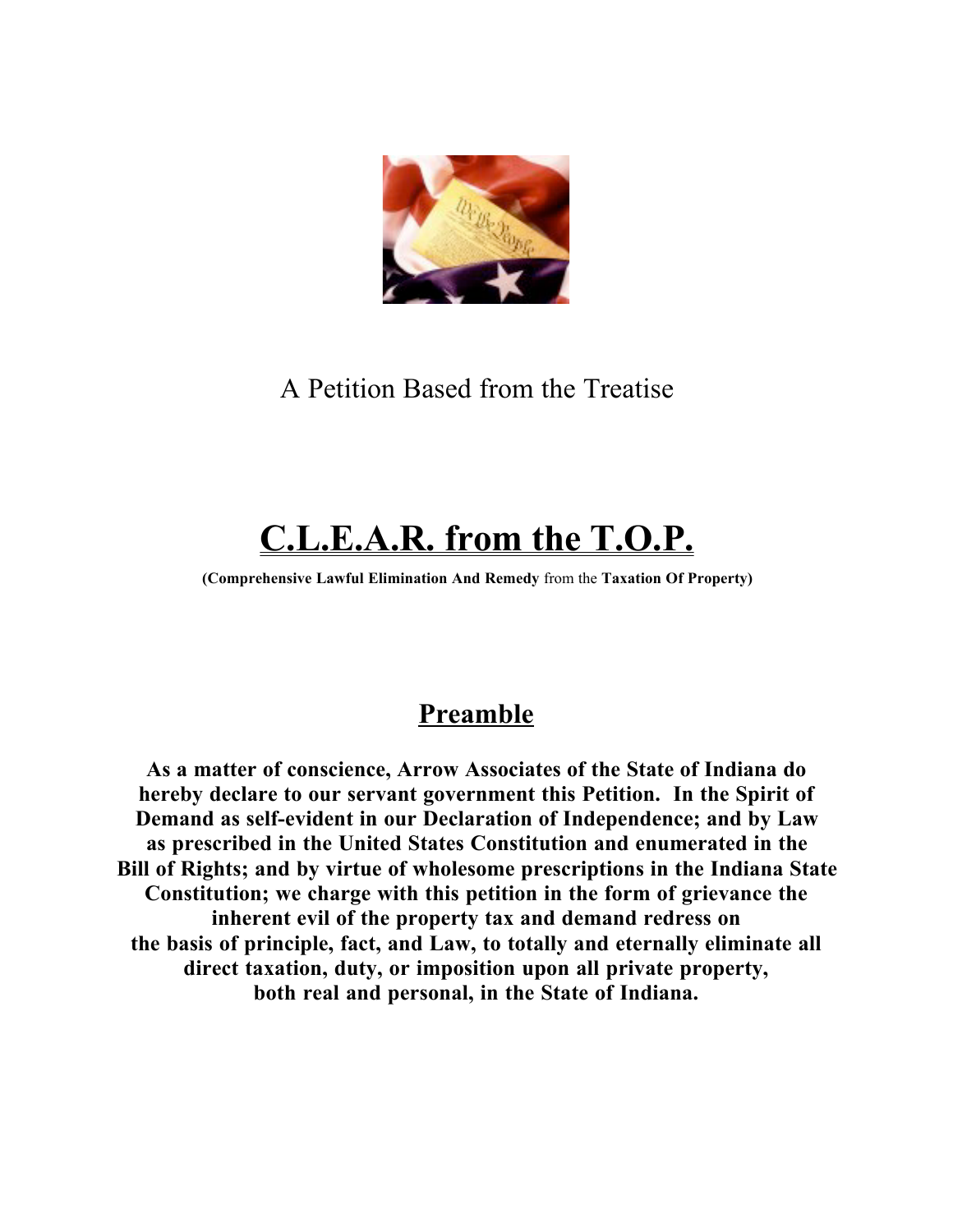A Petition Based from the Treatise

# C.L.E.A.R. from the T.O.P.

**(Comprehensive Lawful Elimination And Remedy** from the **Taxation Of Property)**

## Preamble

**As a matter of conscience, Arrow Associates of the State of Indiana do hereby declare to our servant government this Petition. In the Spirit of Demand as self-evident in our Declaration of Independence; and by Law as prescribed in the United States Constitution and enumerated in the Bill of Rights; and by virtue of wholesome prescriptions in the Indiana State Constitution; we charge with this petition in the form of grievance the inherent evil of the property tax and demand redress on the basis of principle, fact, and Law, to totally and eternally eliminate all direct taxation, duty, or imposition upon all private property, both real and personal, in the State of Indiana.**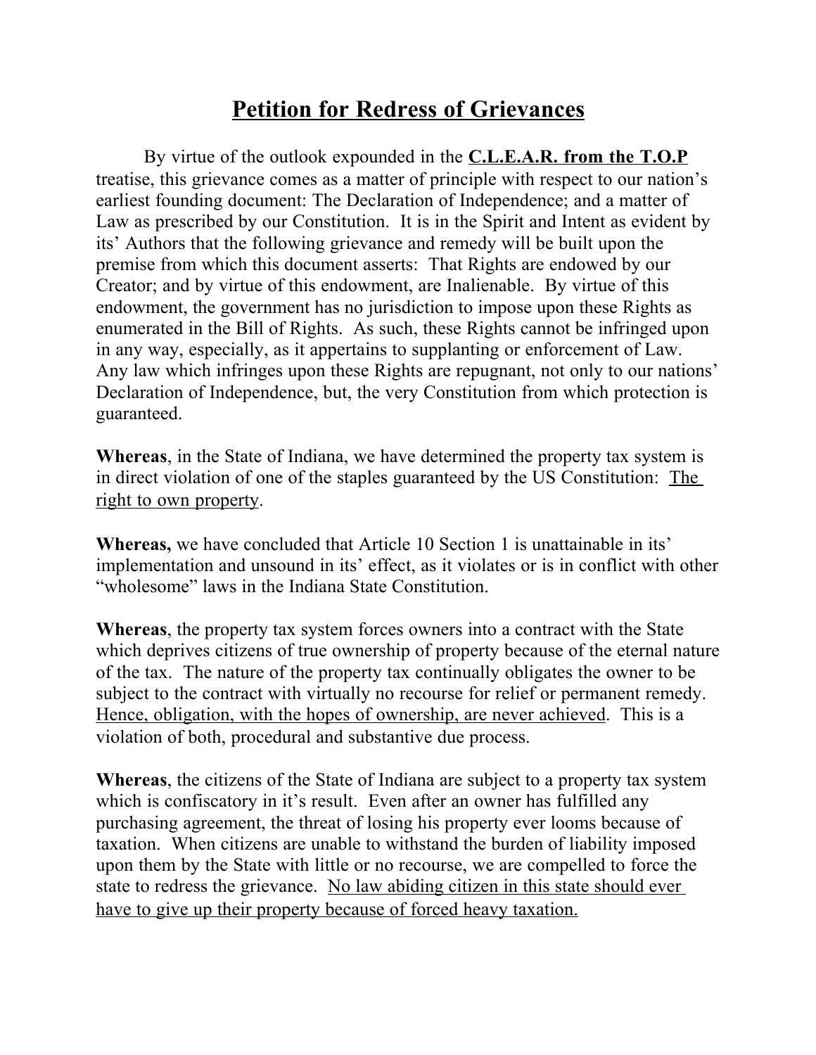# <u>**Petition for Redress of Grievances**</u>

By virtue of the outlook expounded in the <u>**C.L.E.A.R. from the T.O.P**</u> treatise, this grievance comes as a matter of principle with respect to our nation's earliest founding document: The Declaration of Independence; and a matter of Law as prescribed by our Constitution. It is in the Spirit and Intent as evident by its' Authors that the following grievance and remedy will be built upon the premise from which this document asserts: That Rights are endowed by our Creator; and by virtue of this endowment, are Inalienable. By virtue of this endowment, the government has no jurisdiction to impose upon these Rights as enumerated in the Bill of Rights. As such, these Rights cannot be infringed upon in any way, especially, as it appertains to supplanting or enforcement of Law. Any law which infringes upon these Rights are repugnant, not only to our nations' Declaration of Independence, but, the very Constitution from which protection is guaranteed.

**Whereas**, in the State of Indiana, we have determined the property tax system is in direct violation of one of the staples guaranteed by the US Constitution: <u>The right to own property</u>.

**Whereas,** we have concluded that Article 10 Section 1 is unattainable in its' implementation and unsound in its' effect, as it violates or is in conflict with other "wholesome" laws in the Indiana State Constitution.

**Whereas**, the property tax system forces owners into a contract with the State which deprives citizens of true ownership of property because of the eternal nature of the tax. The nature of the property tax continually obligates the owner to be subject to the contract with virtually no recourse for relief or permanent remedy. <u>Hence, obligation, with the hopes of ownership, are never achieved</u>. This is a violation of both, procedural and substantive due process.

**Whereas**, the citizens of the State of Indiana are subject to a property tax system which is confiscatory in it's result. Even after an owner has fulfilled any purchasing agreement, the threat of losing his property ever looms because of taxation. When citizens are unable to withstand the burden of liability imposed upon them by the State with little or no recourse, we are compelled to force the state to redress the grievance. <u>No law abiding citizen in this state should ever have to give up their property because of forced heavy taxation.</u>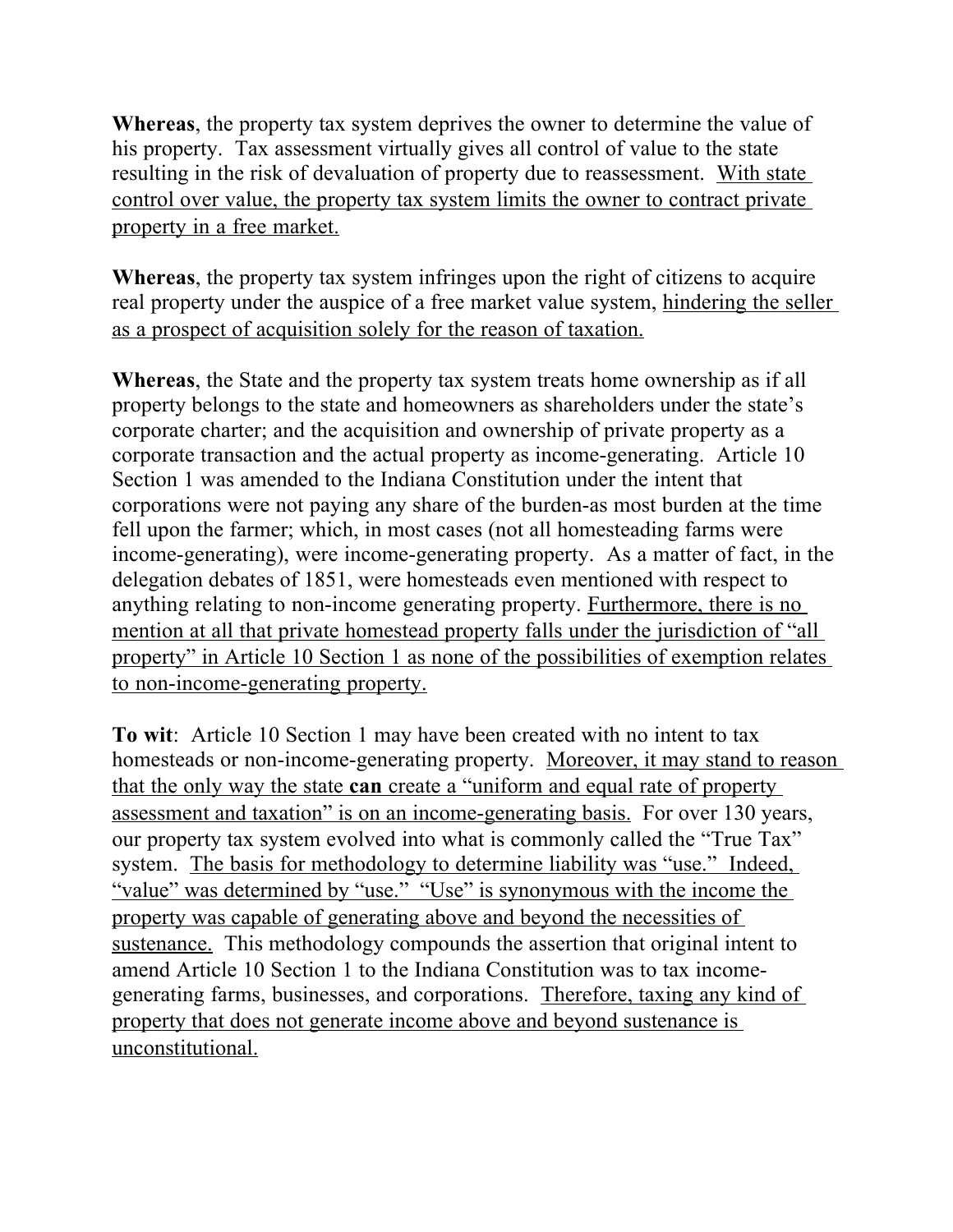**Whereas**, the property tax system deprives the owner to determine the value of his property. Tax assessment virtually gives all control of value to the state resulting in the risk of devaluation of property due to reassessment. <u>With state control over value, the property tax system limits the owner to contract private property in a free market.</u>

**Whereas**, the property tax system infringes upon the right of citizens to acquire real property under the auspice of a free market value system, <u>hindering the seller as a prospect of acquisition solely for the reason of taxation.</u>

**Whereas**, the State and the property tax system treats home ownership as if all property belongs to the state and homeowners as shareholders under the state's corporate charter; and the acquisition and ownership of private property as a corporate transaction and the actual property as income-generating. Article 10 Section 1 was amended to the Indiana Constitution under the intent that corporations were not paying any share of the burden-as most burden at the time fell upon the farmer; which, in most cases (not all homesteading farms were income-generating), were income-generating property. As a matter of fact, in the delegation debates of 1851, were homesteads even mentioned with respect to anything relating to non-income generating property. <u>Furthermore, there is no mention at all that private homestead property falls under the jurisdiction of "all property" in Article 10 Section 1 as none of the possibilities of exemption relates to non-income-generating property.</u>

**To wit**: Article 10 Section 1 may have been created with no intent to tax homesteads or non-income-generating property. <u>Moreover, it may stand to reason that the only way the state **can** create a "uniform and equal rate of property assessment and taxation" is on an income-generating basis.</u> For over 130 years, our property tax system evolved into what is commonly called the "True Tax" system. <u>The basis for methodology to determine liability was "use." Indeed, "value" was determined by "use." "Use" is synonymous with the income the property was capable of generating above and beyond the necessities of sustenance.</u> This methodology compounds the assertion that original intent to amend Article 10 Section 1 to the Indiana Constitution was to tax income-generating farms, businesses, and corporations. <u>Therefore, taxing any kind of property that does not generate income above and beyond sustenance is unconstitutional.</u>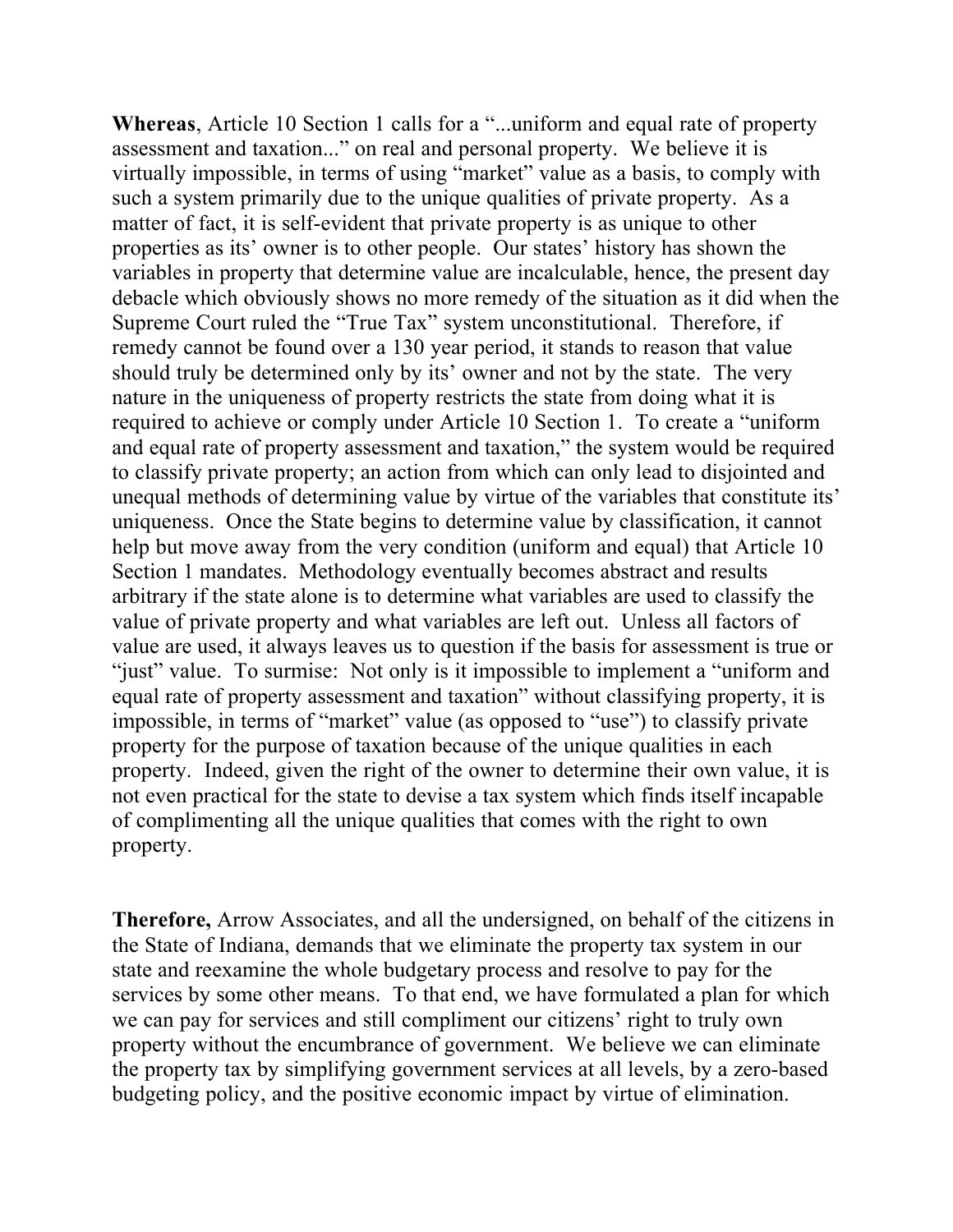**Whereas**, Article 10 Section 1 calls for a "...uniform and equal rate of property assessment and taxation..." on real and personal property. We believe it is virtually impossible, in terms of using "market" value as a basis, to comply with such a system primarily due to the unique qualities of private property. As a matter of fact, it is self-evident that private property is as unique to other properties as its' owner is to other people. Our states' history has shown the variables in property that determine value are incalculable, hence, the present day debacle which obviously shows no more remedy of the situation as it did when the Supreme Court ruled the "True Tax" system unconstitutional. Therefore, if remedy cannot be found over a 130 year period, it stands to reason that value should truly be determined only by its' owner and not by the state. The very nature in the uniqueness of property restricts the state from doing what it is required to achieve or comply under Article 10 Section 1. To create a "uniform and equal rate of property assessment and taxation," the system would be required to classify private property; an action from which can only lead to disjointed and unequal methods of determining value by virtue of the variables that constitute its' uniqueness. Once the State begins to determine value by classification, it cannot help but move away from the very condition (uniform and equal) that Article 10 Section 1 mandates. Methodology eventually becomes abstract and results arbitrary if the state alone is to determine what variables are used to classify the value of private property and what variables are left out. Unless all factors of value are used, it always leaves us to question if the basis for assessment is true or "just" value. To surmise: Not only is it impossible to implement a "uniform and equal rate of property assessment and taxation" without classifying property, it is impossible, in terms of "market" value (as opposed to "use") to classify private property for the purpose of taxation because of the unique qualities in each property. Indeed, given the right of the owner to determine their own value, it is not even practical for the state to devise a tax system which finds itself incapable of complimenting all the unique qualities that comes with the right to own property.

**Therefore,** Arrow Associates, and all the undersigned, on behalf of the citizens in the State of Indiana, demands that we eliminate the property tax system in our state and reexamine the whole budgetary process and resolve to pay for the services by some other means. To that end, we have formulated a plan for which we can pay for services and still compliment our citizens' right to truly own property without the encumbrance of government. We believe we can eliminate the property tax by simplifying government services at all levels, by a zero-based budgeting policy, and the positive economic impact by virtue of elimination.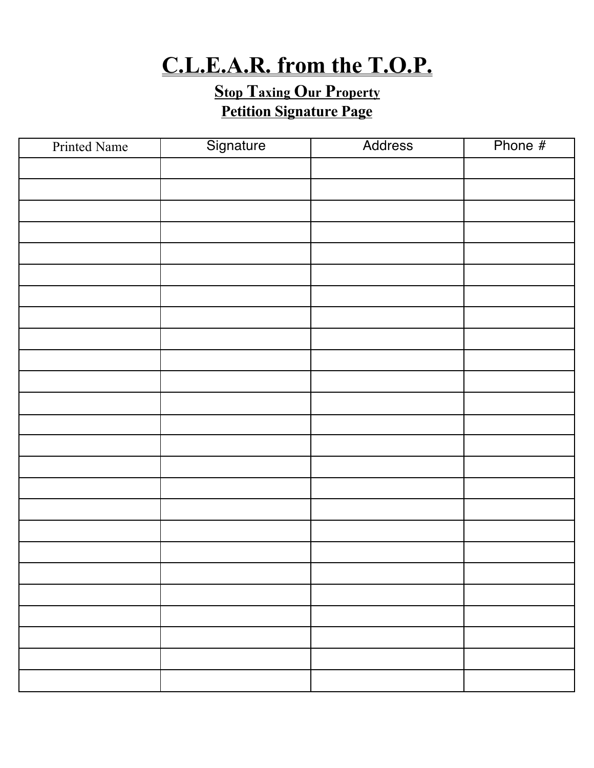# C.L.E.A.R. from the T.O.P.

## Stop Taxing Our Property

## Petition Signature Page

| Printed Name | Signature | Address | Phone # |
|---|---|---|---|
| | | | |
| | | | |
| | | | |
| | | | |
| | | | |
| | | | |
| | | | |
| | | | |
| | | | |
| | | | |
| | | | |
| | | | |
| | | | |
| | | | |
| | | | |
| | | | |
| | | | |
| | | | |
| | | | |
| | | | |
| | | | |
| | | | |
| | | | |
| | | | |
| | | | |